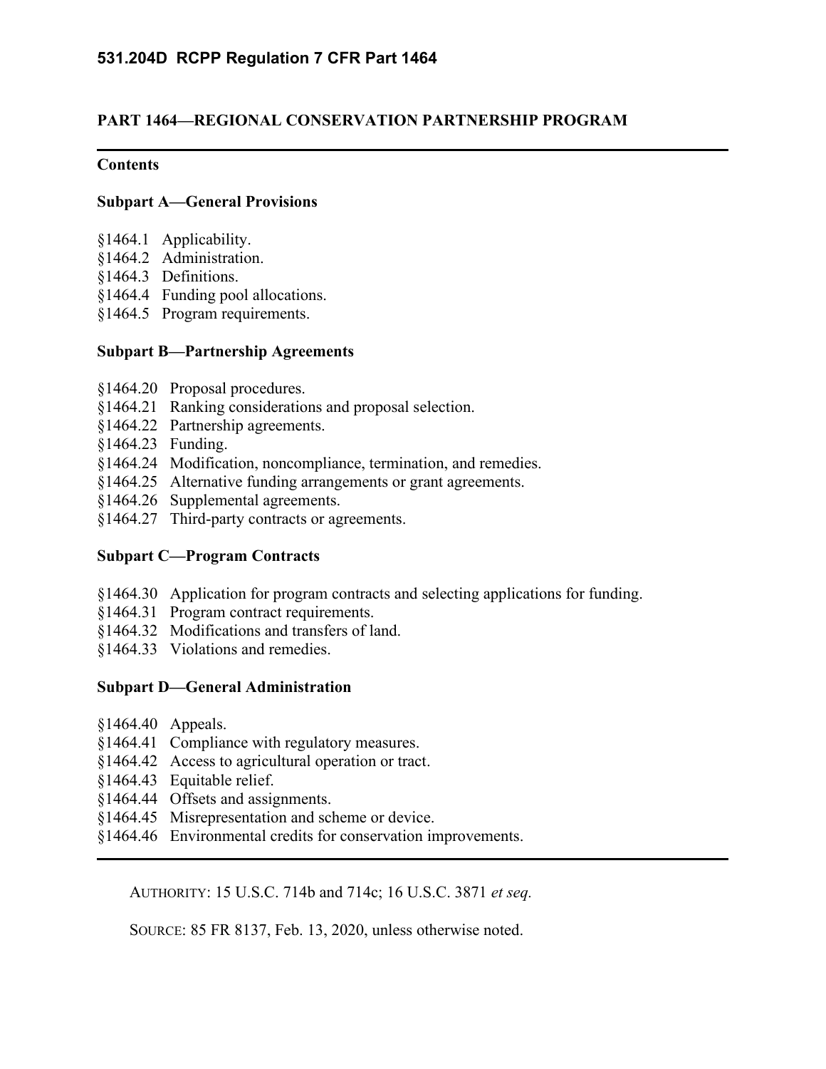# 531.204D RCPP Regulation 7 CFR Part 1464

## PART 1464—REGIONAL CONSERVATION PARTNERSHIP PROGRAM

---

**Contents**

**Subpart A—General Provisions**

§1464.1 Applicability.
§1464.2 Administration.
§1464.3 Definitions.
§1464.4 Funding pool allocations.
§1464.5 Program requirements.

**Subpart B—Partnership Agreements**

§1464.20 Proposal procedures.
§1464.21 Ranking considerations and proposal selection.
§1464.22 Partnership agreements.
§1464.23 Funding.
§1464.24 Modification, noncompliance, termination, and remedies.
§1464.25 Alternative funding arrangements or grant agreements.
§1464.26 Supplemental agreements.
§1464.27 Third-party contracts or agreements.

**Subpart C—Program Contracts**

§1464.30 Application for program contracts and selecting applications for funding.
§1464.31 Program contract requirements.
§1464.32 Modifications and transfers of land.
§1464.33 Violations and remedies.

**Subpart D—General Administration**

§1464.40 Appeals.
§1464.41 Compliance with regulatory measures.
§1464.42 Access to agricultural operation or tract.
§1464.43 Equitable relief.
§1464.44 Offsets and assignments.
§1464.45 Misrepresentation and scheme or device.
§1464.46 Environmental credits for conservation improvements.

---

AUTHORITY: 15 U.S.C. 714b and 714c; 16 U.S.C. 3871 *et seq.*

SOURCE: 85 FR 8137, Feb. 13, 2020, unless otherwise noted.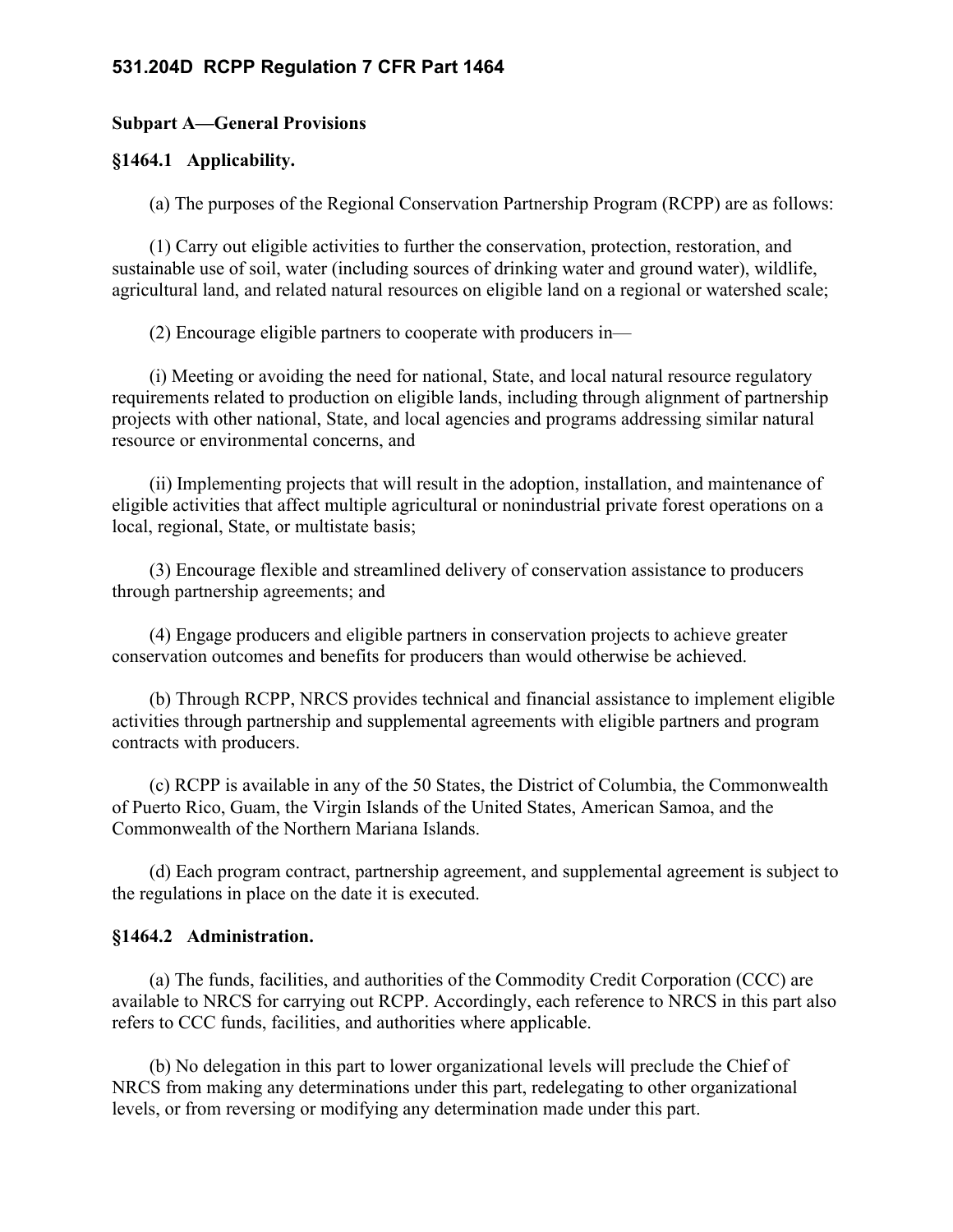## 531.204D RCPP Regulation 7 CFR Part 1464

**Subpart A—General Provisions**

**§1464.1 Applicability.**

(a) The purposes of the Regional Conservation Partnership Program (RCPP) are as follows:

(1) Carry out eligible activities to further the conservation, protection, restoration, and sustainable use of soil, water (including sources of drinking water and ground water), wildlife, agricultural land, and related natural resources on eligible land on a regional or watershed scale;

(2) Encourage eligible partners to cooperate with producers in—

(i) Meeting or avoiding the need for national, State, and local natural resource regulatory requirements related to production on eligible lands, including through alignment of partnership projects with other national, State, and local agencies and programs addressing similar natural resource or environmental concerns, and

(ii) Implementing projects that will result in the adoption, installation, and maintenance of eligible activities that affect multiple agricultural or nonindustrial private forest operations on a local, regional, State, or multistate basis;

(3) Encourage flexible and streamlined delivery of conservation assistance to producers through partnership agreements; and

(4) Engage producers and eligible partners in conservation projects to achieve greater conservation outcomes and benefits for producers than would otherwise be achieved.

(b) Through RCPP, NRCS provides technical and financial assistance to implement eligible activities through partnership and supplemental agreements with eligible partners and program contracts with producers.

(c) RCPP is available in any of the 50 States, the District of Columbia, the Commonwealth of Puerto Rico, Guam, the Virgin Islands of the United States, American Samoa, and the Commonwealth of the Northern Mariana Islands.

(d) Each program contract, partnership agreement, and supplemental agreement is subject to the regulations in place on the date it is executed.

**§1464.2 Administration.**

(a) The funds, facilities, and authorities of the Commodity Credit Corporation (CCC) are available to NRCS for carrying out RCPP. Accordingly, each reference to NRCS in this part also refers to CCC funds, facilities, and authorities where applicable.

(b) No delegation in this part to lower organizational levels will preclude the Chief of NRCS from making any determinations under this part, redelegating to other organizational levels, or from reversing or modifying any determination made under this part.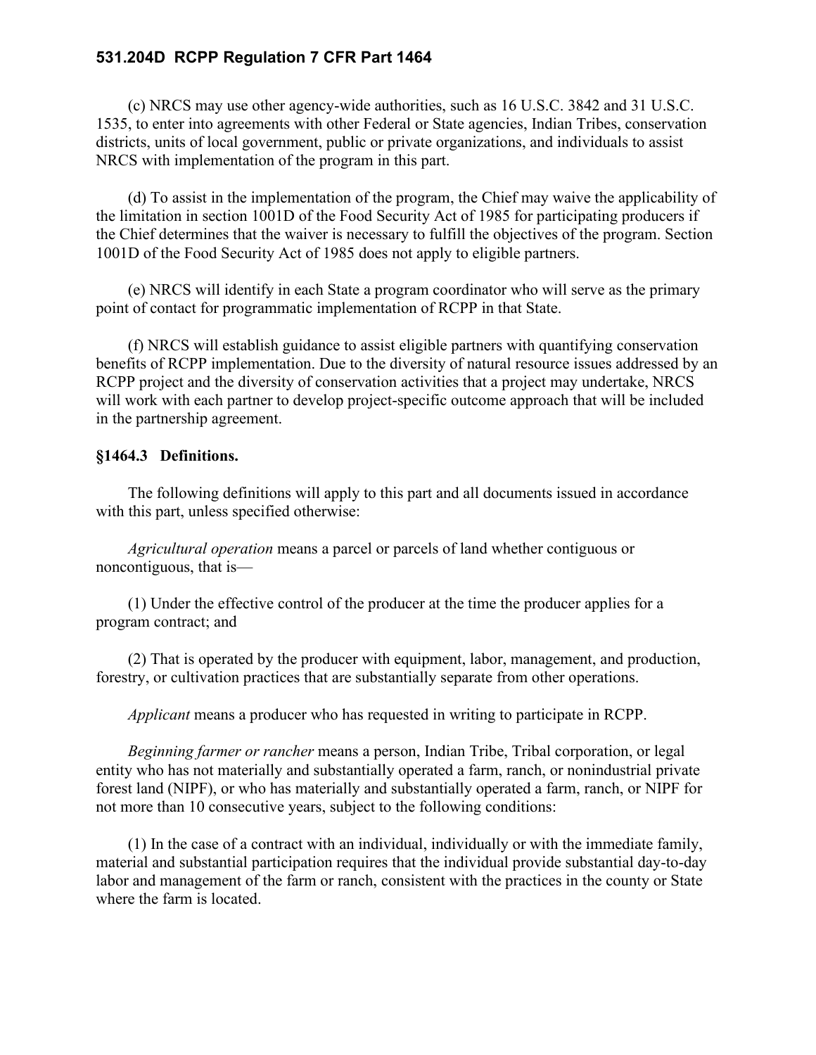(c) NRCS may use other agency-wide authorities, such as 16 U.S.C. 3842 and 31 U.S.C. 1535, to enter into agreements with other Federal or State agencies, Indian Tribes, conservation districts, units of local government, public or private organizations, and individuals to assist NRCS with implementation of the program in this part.

(d) To assist in the implementation of the program, the Chief may waive the applicability of the limitation in section 1001D of the Food Security Act of 1985 for participating producers if the Chief determines that the waiver is necessary to fulfill the objectives of the program. Section 1001D of the Food Security Act of 1985 does not apply to eligible partners.

(e) NRCS will identify in each State a program coordinator who will serve as the primary point of contact for programmatic implementation of RCPP in that State.

(f) NRCS will establish guidance to assist eligible partners with quantifying conservation benefits of RCPP implementation. Due to the diversity of natural resource issues addressed by an RCPP project and the diversity of conservation activities that a project may undertake, NRCS will work with each partner to develop project-specific outcome approach that will be included in the partnership agreement.

### §1464.3 Definitions.

The following definitions will apply to this part and all documents issued in accordance with this part, unless specified otherwise:

*Agricultural operation* means a parcel or parcels of land whether contiguous or noncontiguous, that is—

(1) Under the effective control of the producer at the time the producer applies for a program contract; and

(2) That is operated by the producer with equipment, labor, management, and production, forestry, or cultivation practices that are substantially separate from other operations.

*Applicant* means a producer who has requested in writing to participate in RCPP.

*Beginning farmer or rancher* means a person, Indian Tribe, Tribal corporation, or legal entity who has not materially and substantially operated a farm, ranch, or nonindustrial private forest land (NIPF), or who has materially and substantially operated a farm, ranch, or NIPF for not more than 10 consecutive years, subject to the following conditions:

(1) In the case of a contract with an individual, individually or with the immediate family, material and substantial participation requires that the individual provide substantial day-to-day labor and management of the farm or ranch, consistent with the practices in the county or State where the farm is located.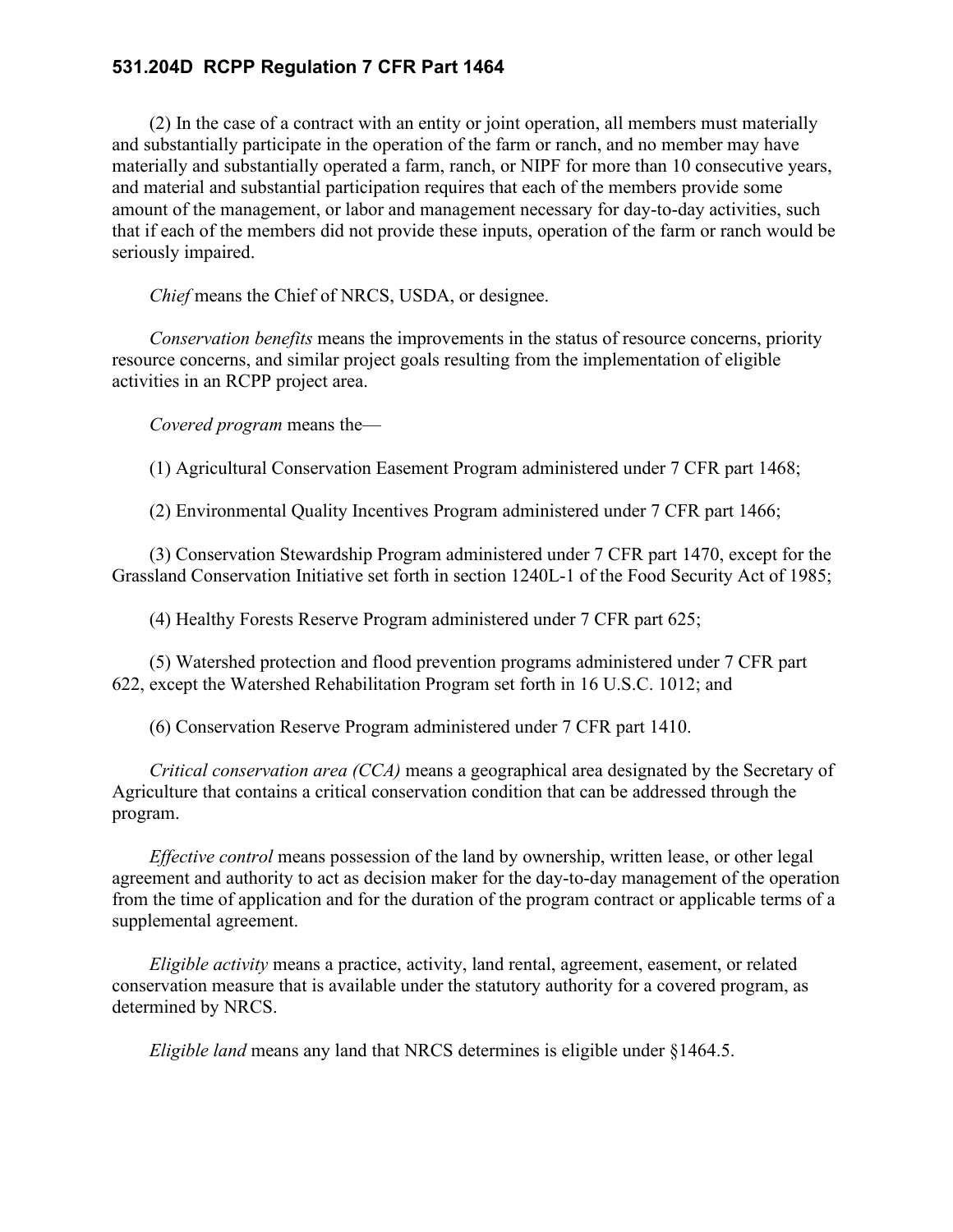(2) In the case of a contract with an entity or joint operation, all members must materially and substantially participate in the operation of the farm or ranch, and no member may have materially and substantially operated a farm, ranch, or NIPF for more than 10 consecutive years, and material and substantial participation requires that each of the members provide some amount of the management, or labor and management necessary for day-to-day activities, such that if each of the members did not provide these inputs, operation of the farm or ranch would be seriously impaired.

*Chief* means the Chief of NRCS, USDA, or designee.

*Conservation benefits* means the improvements in the status of resource concerns, priority resource concerns, and similar project goals resulting from the implementation of eligible activities in an RCPP project area.

*Covered program* means the—

(1) Agricultural Conservation Easement Program administered under 7 CFR part 1468;

(2) Environmental Quality Incentives Program administered under 7 CFR part 1466;

(3) Conservation Stewardship Program administered under 7 CFR part 1470, except for the Grassland Conservation Initiative set forth in section 1240L-1 of the Food Security Act of 1985;

(4) Healthy Forests Reserve Program administered under 7 CFR part 625;

(5) Watershed protection and flood prevention programs administered under 7 CFR part 622, except the Watershed Rehabilitation Program set forth in 16 U.S.C. 1012; and

(6) Conservation Reserve Program administered under 7 CFR part 1410.

*Critical conservation area (CCA)* means a geographical area designated by the Secretary of Agriculture that contains a critical conservation condition that can be addressed through the program.

*Effective control* means possession of the land by ownership, written lease, or other legal agreement and authority to act as decision maker for the day-to-day management of the operation from the time of application and for the duration of the program contract or applicable terms of a supplemental agreement.

*Eligible activity* means a practice, activity, land rental, agreement, easement, or related conservation measure that is available under the statutory authority for a covered program, as determined by NRCS.

*Eligible land* means any land that NRCS determines is eligible under §1464.5.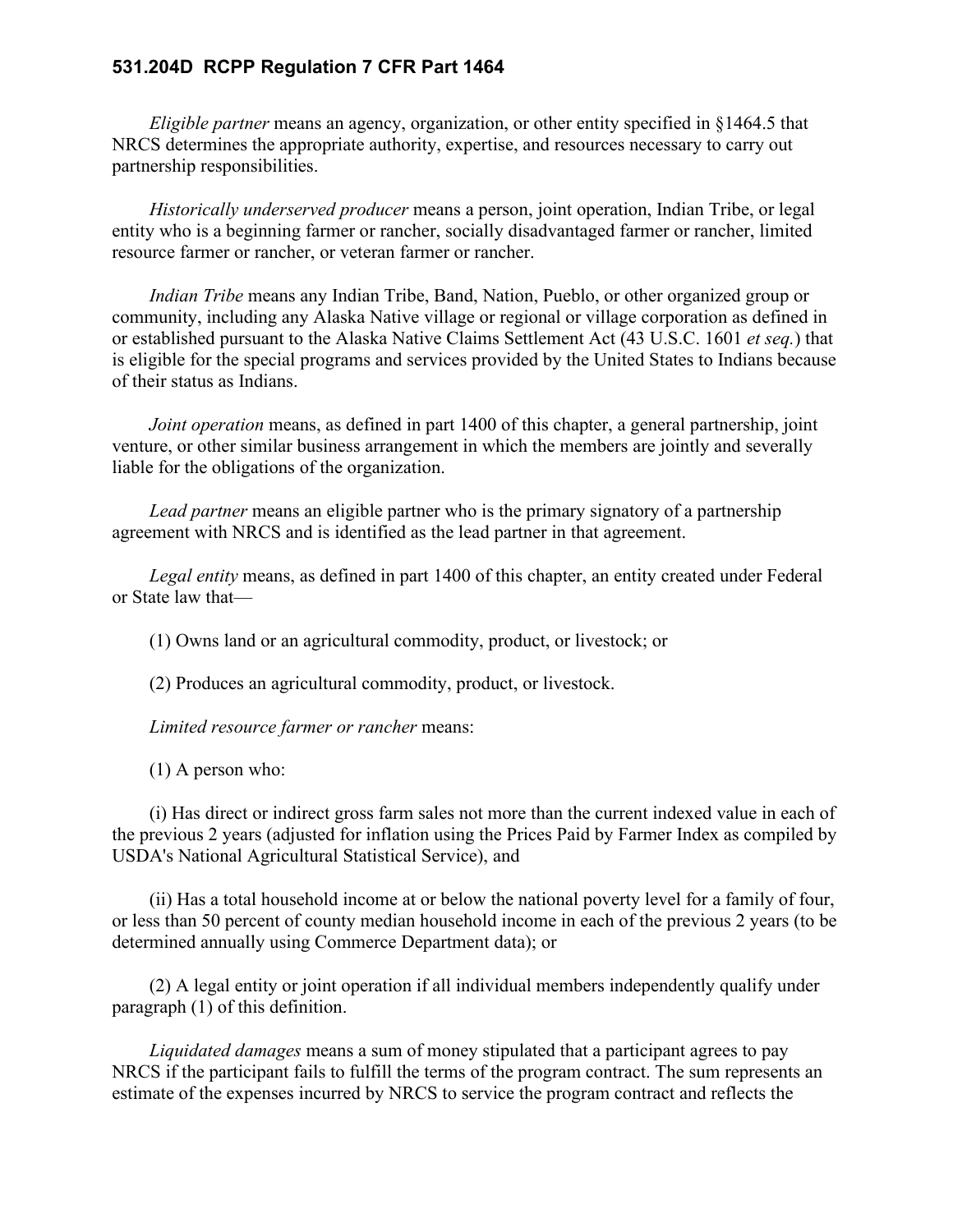*Eligible partner* means an agency, organization, or other entity specified in §1464.5 that NRCS determines the appropriate authority, expertise, and resources necessary to carry out partnership responsibilities.

*Historically underserved producer* means a person, joint operation, Indian Tribe, or legal entity who is a beginning farmer or rancher, socially disadvantaged farmer or rancher, limited resource farmer or rancher, or veteran farmer or rancher.

*Indian Tribe* means any Indian Tribe, Band, Nation, Pueblo, or other organized group or community, including any Alaska Native village or regional or village corporation as defined in or established pursuant to the Alaska Native Claims Settlement Act (43 U.S.C. 1601 *et seq.*) that is eligible for the special programs and services provided by the United States to Indians because of their status as Indians.

*Joint operation* means, as defined in part 1400 of this chapter, a general partnership, joint venture, or other similar business arrangement in which the members are jointly and severally liable for the obligations of the organization.

*Lead partner* means an eligible partner who is the primary signatory of a partnership agreement with NRCS and is identified as the lead partner in that agreement.

*Legal entity* means, as defined in part 1400 of this chapter, an entity created under Federal or State law that—

(1) Owns land or an agricultural commodity, product, or livestock; or

(2) Produces an agricultural commodity, product, or livestock.

*Limited resource farmer or rancher* means:

(1) A person who:

(i) Has direct or indirect gross farm sales not more than the current indexed value in each of the previous 2 years (adjusted for inflation using the Prices Paid by Farmer Index as compiled by USDA's National Agricultural Statistical Service), and

(ii) Has a total household income at or below the national poverty level for a family of four, or less than 50 percent of county median household income in each of the previous 2 years (to be determined annually using Commerce Department data); or

(2) A legal entity or joint operation if all individual members independently qualify under paragraph (1) of this definition.

*Liquidated damages* means a sum of money stipulated that a participant agrees to pay NRCS if the participant fails to fulfill the terms of the program contract. The sum represents an estimate of the expenses incurred by NRCS to service the program contract and reflects the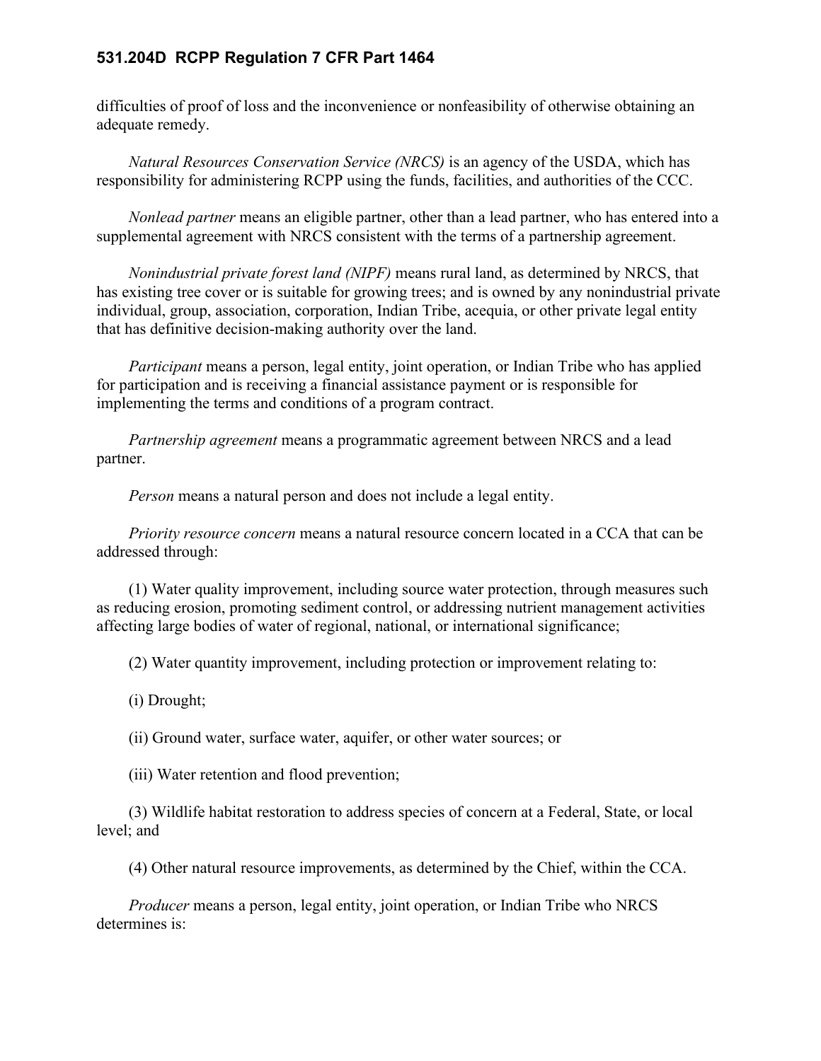difficulties of proof of loss and the inconvenience or nonfeasibility of otherwise obtaining an adequate remedy.

*Natural Resources Conservation Service (NRCS)* is an agency of the USDA, which has responsibility for administering RCPP using the funds, facilities, and authorities of the CCC.

*Nonlead partner* means an eligible partner, other than a lead partner, who has entered into a supplemental agreement with NRCS consistent with the terms of a partnership agreement.

*Nonindustrial private forest land (NIPF)* means rural land, as determined by NRCS, that has existing tree cover or is suitable for growing trees; and is owned by any nonindustrial private individual, group, association, corporation, Indian Tribe, acequia, or other private legal entity that has definitive decision-making authority over the land.

*Participant* means a person, legal entity, joint operation, or Indian Tribe who has applied for participation and is receiving a financial assistance payment or is responsible for implementing the terms and conditions of a program contract.

*Partnership agreement* means a programmatic agreement between NRCS and a lead partner.

*Person* means a natural person and does not include a legal entity.

*Priority resource concern* means a natural resource concern located in a CCA that can be addressed through:

(1) Water quality improvement, including source water protection, through measures such as reducing erosion, promoting sediment control, or addressing nutrient management activities affecting large bodies of water of regional, national, or international significance;

(2) Water quantity improvement, including protection or improvement relating to:

(i) Drought;

(ii) Ground water, surface water, aquifer, or other water sources; or

(iii) Water retention and flood prevention;

(3) Wildlife habitat restoration to address species of concern at a Federal, State, or local level; and

(4) Other natural resource improvements, as determined by the Chief, within the CCA.

*Producer* means a person, legal entity, joint operation, or Indian Tribe who NRCS determines is: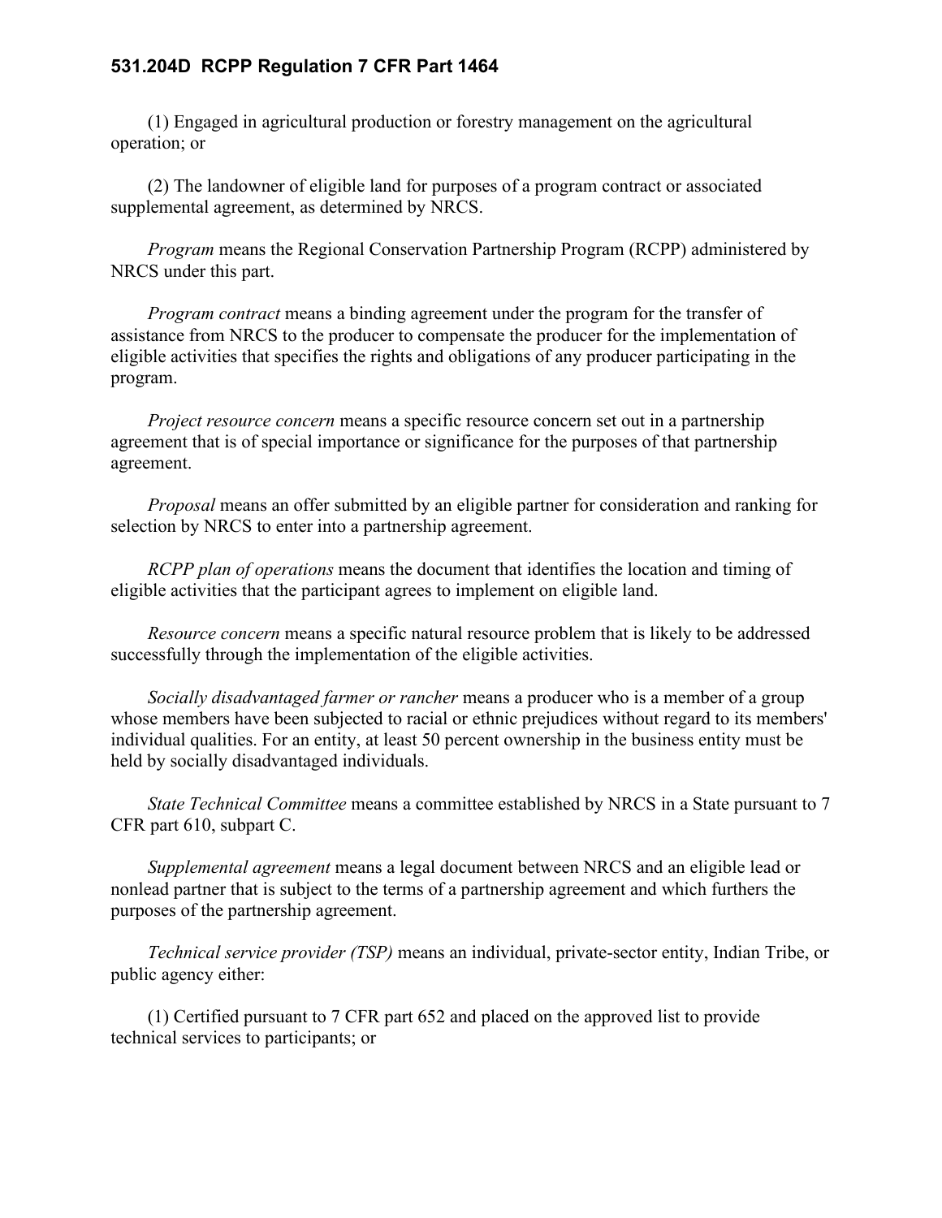(1) Engaged in agricultural production or forestry management on the agricultural operation; or

(2) The landowner of eligible land for purposes of a program contract or associated supplemental agreement, as determined by NRCS.

*Program* means the Regional Conservation Partnership Program (RCPP) administered by NRCS under this part.

*Program contract* means a binding agreement under the program for the transfer of assistance from NRCS to the producer to compensate the producer for the implementation of eligible activities that specifies the rights and obligations of any producer participating in the program.

*Project resource concern* means a specific resource concern set out in a partnership agreement that is of special importance or significance for the purposes of that partnership agreement.

*Proposal* means an offer submitted by an eligible partner for consideration and ranking for selection by NRCS to enter into a partnership agreement.

*RCPP plan of operations* means the document that identifies the location and timing of eligible activities that the participant agrees to implement on eligible land.

*Resource concern* means a specific natural resource problem that is likely to be addressed successfully through the implementation of the eligible activities.

*Socially disadvantaged farmer or rancher* means a producer who is a member of a group whose members have been subjected to racial or ethnic prejudices without regard to its members' individual qualities. For an entity, at least 50 percent ownership in the business entity must be held by socially disadvantaged individuals.

*State Technical Committee* means a committee established by NRCS in a State pursuant to 7 CFR part 610, subpart C.

*Supplemental agreement* means a legal document between NRCS and an eligible lead or nonlead partner that is subject to the terms of a partnership agreement and which furthers the purposes of the partnership agreement.

*Technical service provider (TSP)* means an individual, private-sector entity, Indian Tribe, or public agency either:

(1) Certified pursuant to 7 CFR part 652 and placed on the approved list to provide technical services to participants; or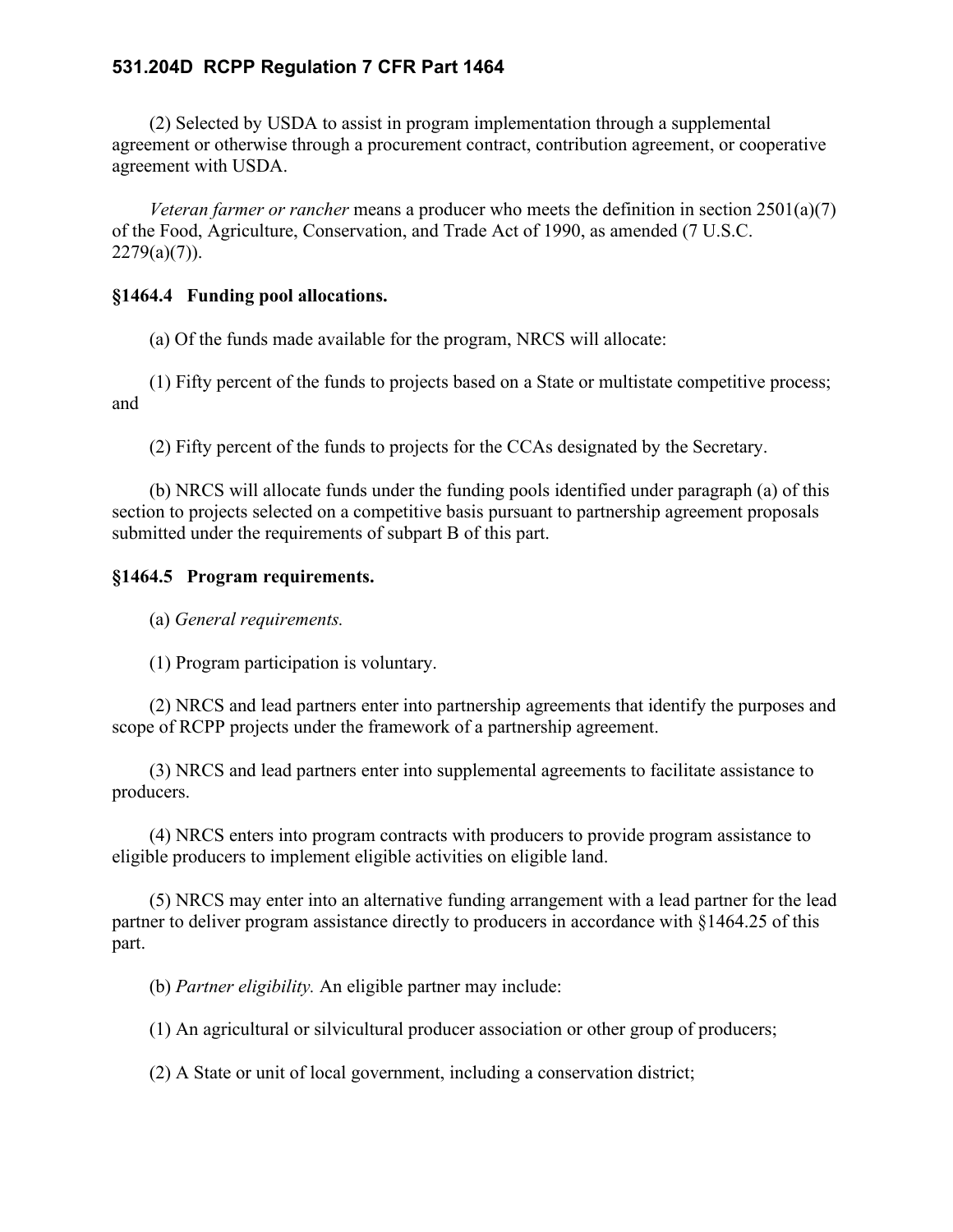(2) Selected by USDA to assist in program implementation through a supplemental agreement or otherwise through a procurement contract, contribution agreement, or cooperative agreement with USDA.

*Veteran farmer or rancher* means a producer who meets the definition in section 2501(a)(7) of the Food, Agriculture, Conservation, and Trade Act of 1990, as amended (7 U.S.C. 2279(a)(7)).

### §1464.4 Funding pool allocations.

(a) Of the funds made available for the program, NRCS will allocate:

(1) Fifty percent of the funds to projects based on a State or multistate competitive process; and

(2) Fifty percent of the funds to projects for the CCAs designated by the Secretary.

(b) NRCS will allocate funds under the funding pools identified under paragraph (a) of this section to projects selected on a competitive basis pursuant to partnership agreement proposals submitted under the requirements of subpart B of this part.

### §1464.5 Program requirements.

(a) *General requirements.*

(1) Program participation is voluntary.

(2) NRCS and lead partners enter into partnership agreements that identify the purposes and scope of RCPP projects under the framework of a partnership agreement.

(3) NRCS and lead partners enter into supplemental agreements to facilitate assistance to producers.

(4) NRCS enters into program contracts with producers to provide program assistance to eligible producers to implement eligible activities on eligible land.

(5) NRCS may enter into an alternative funding arrangement with a lead partner for the lead partner to deliver program assistance directly to producers in accordance with §1464.25 of this part.

(b) *Partner eligibility.* An eligible partner may include:

(1) An agricultural or silvicultural producer association or other group of producers;

(2) A State or unit of local government, including a conservation district;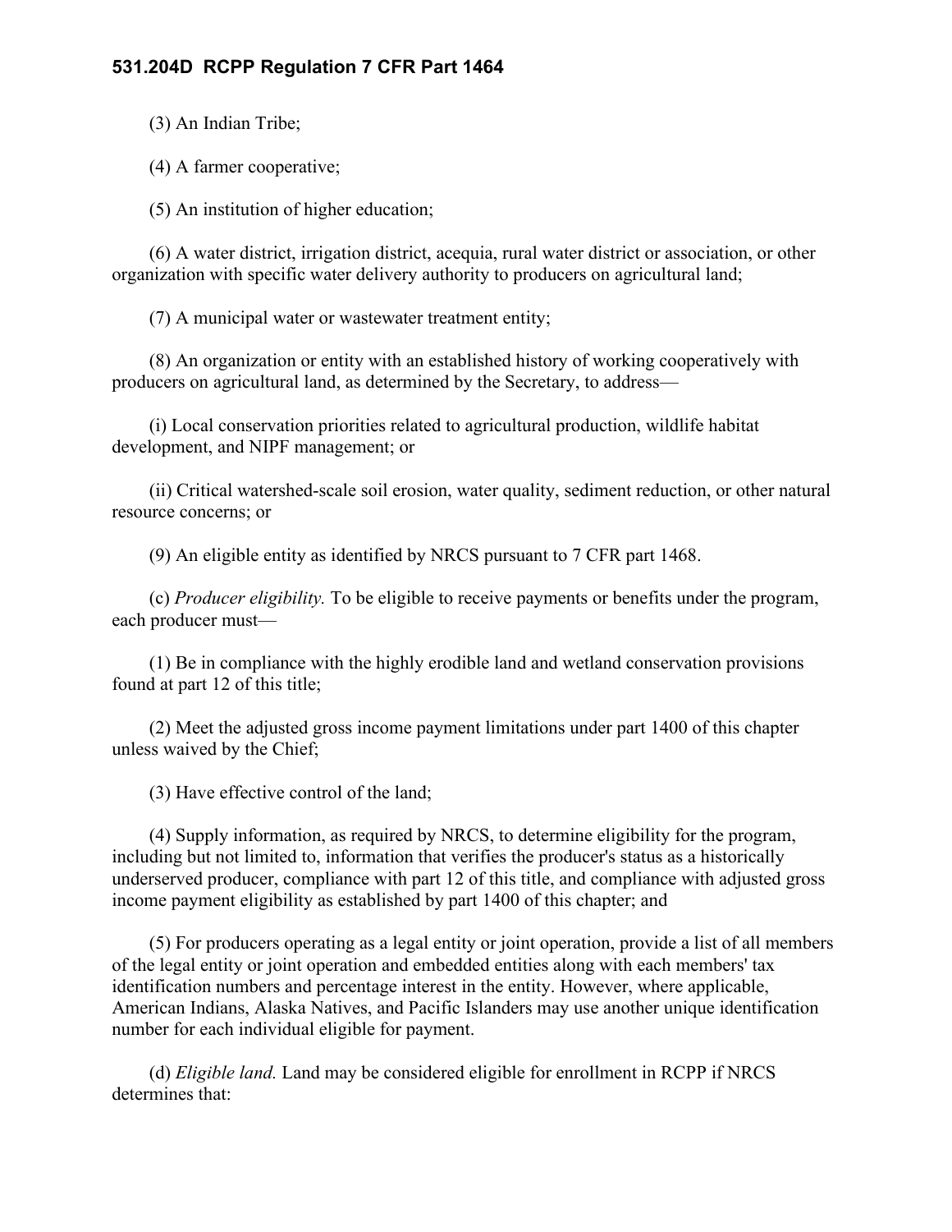(3) An Indian Tribe;

(4) A farmer cooperative;

(5) An institution of higher education;

(6) A water district, irrigation district, acequia, rural water district or association, or other organization with specific water delivery authority to producers on agricultural land;

(7) A municipal water or wastewater treatment entity;

(8) An organization or entity with an established history of working cooperatively with producers on agricultural land, as determined by the Secretary, to address—

(i) Local conservation priorities related to agricultural production, wildlife habitat development, and NIPF management; or

(ii) Critical watershed-scale soil erosion, water quality, sediment reduction, or other natural resource concerns; or

(9) An eligible entity as identified by NRCS pursuant to 7 CFR part 1468.

(c) *Producer eligibility.* To be eligible to receive payments or benefits under the program, each producer must—

(1) Be in compliance with the highly erodible land and wetland conservation provisions found at part 12 of this title;

(2) Meet the adjusted gross income payment limitations under part 1400 of this chapter unless waived by the Chief;

(3) Have effective control of the land;

(4) Supply information, as required by NRCS, to determine eligibility for the program, including but not limited to, information that verifies the producer's status as a historically underserved producer, compliance with part 12 of this title, and compliance with adjusted gross income payment eligibility as established by part 1400 of this chapter; and

(5) For producers operating as a legal entity or joint operation, provide a list of all members of the legal entity or joint operation and embedded entities along with each members' tax identification numbers and percentage interest in the entity. However, where applicable, American Indians, Alaska Natives, and Pacific Islanders may use another unique identification number for each individual eligible for payment.

(d) *Eligible land.* Land may be considered eligible for enrollment in RCPP if NRCS determines that: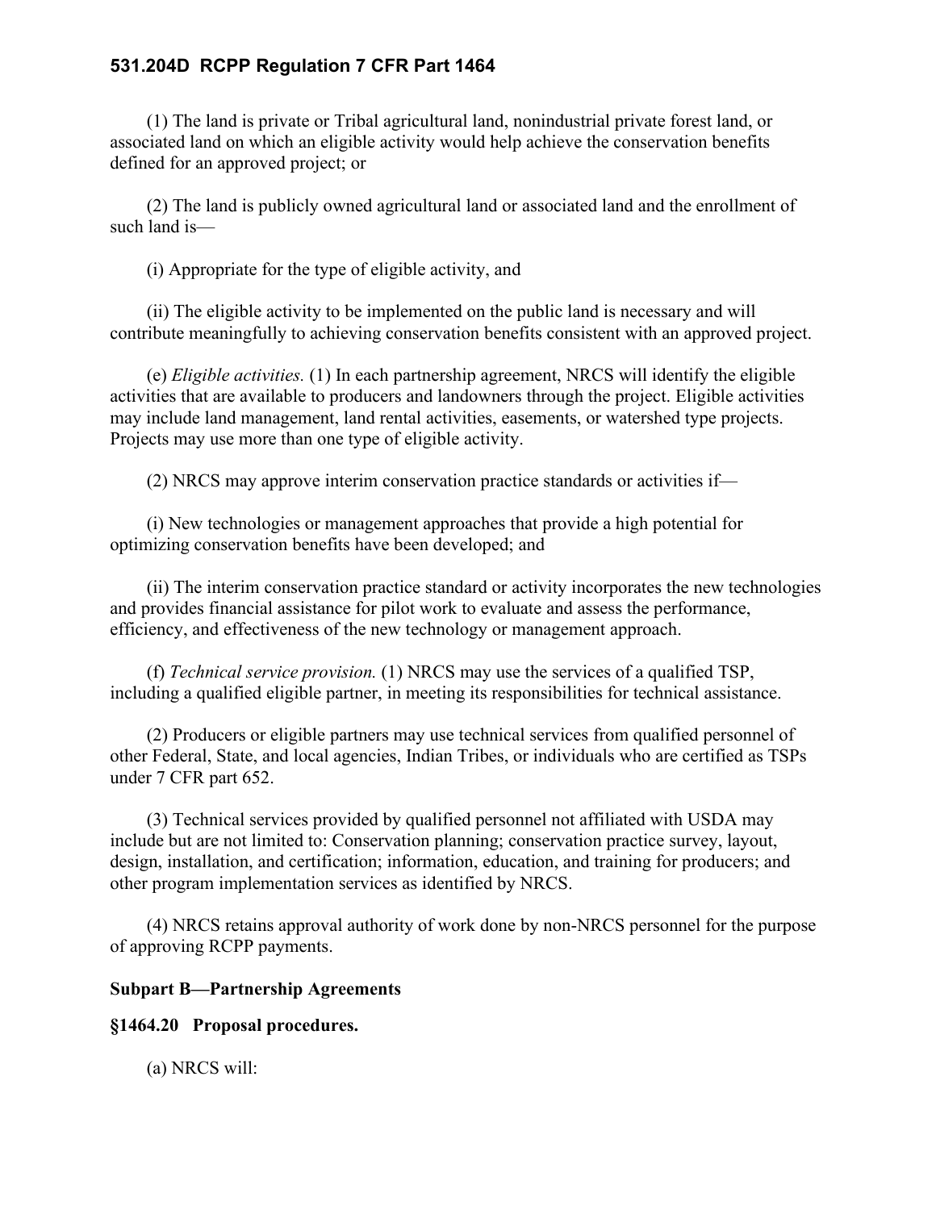(1) The land is private or Tribal agricultural land, nonindustrial private forest land, or associated land on which an eligible activity would help achieve the conservation benefits defined for an approved project; or

(2) The land is publicly owned agricultural land or associated land and the enrollment of such land is—

(i) Appropriate for the type of eligible activity, and

(ii) The eligible activity to be implemented on the public land is necessary and will contribute meaningfully to achieving conservation benefits consistent with an approved project.

(e) *Eligible activities.* (1) In each partnership agreement, NRCS will identify the eligible activities that are available to producers and landowners through the project. Eligible activities may include land management, land rental activities, easements, or watershed type projects. Projects may use more than one type of eligible activity.

(2) NRCS may approve interim conservation practice standards or activities if—

(i) New technologies or management approaches that provide a high potential for optimizing conservation benefits have been developed; and

(ii) The interim conservation practice standard or activity incorporates the new technologies and provides financial assistance for pilot work to evaluate and assess the performance, efficiency, and effectiveness of the new technology or management approach.

(f) *Technical service provision.* (1) NRCS may use the services of a qualified TSP, including a qualified eligible partner, in meeting its responsibilities for technical assistance.

(2) Producers or eligible partners may use technical services from qualified personnel of other Federal, State, and local agencies, Indian Tribes, or individuals who are certified as TSPs under 7 CFR part 652.

(3) Technical services provided by qualified personnel not affiliated with USDA may include but are not limited to: Conservation planning; conservation practice survey, layout, design, installation, and certification; information, education, and training for producers; and other program implementation services as identified by NRCS.

(4) NRCS retains approval authority of work done by non-NRCS personnel for the purpose of approving RCPP payments.

## Subpart B—Partnership Agreements

### §1464.20 Proposal procedures.

(a) NRCS will: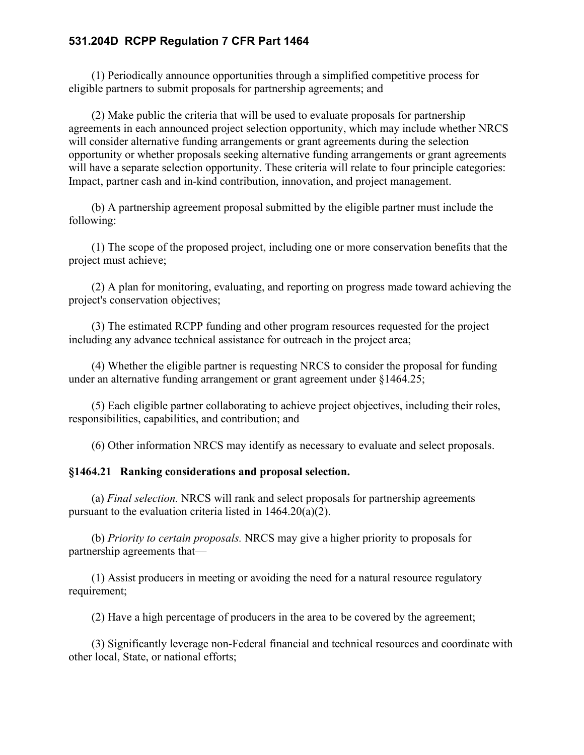(1) Periodically announce opportunities through a simplified competitive process for eligible partners to submit proposals for partnership agreements; and

(2) Make public the criteria that will be used to evaluate proposals for partnership agreements in each announced project selection opportunity, which may include whether NRCS will consider alternative funding arrangements or grant agreements during the selection opportunity or whether proposals seeking alternative funding arrangements or grant agreements will have a separate selection opportunity. These criteria will relate to four principle categories: Impact, partner cash and in-kind contribution, innovation, and project management.

(b) A partnership agreement proposal submitted by the eligible partner must include the following:

(1) The scope of the proposed project, including one or more conservation benefits that the project must achieve;

(2) A plan for monitoring, evaluating, and reporting on progress made toward achieving the project's conservation objectives;

(3) The estimated RCPP funding and other program resources requested for the project including any advance technical assistance for outreach in the project area;

(4) Whether the eligible partner is requesting NRCS to consider the proposal for funding under an alternative funding arrangement or grant agreement under §1464.25;

(5) Each eligible partner collaborating to achieve project objectives, including their roles, responsibilities, capabilities, and contribution; and

(6) Other information NRCS may identify as necessary to evaluate and select proposals.

### §1464.21 Ranking considerations and proposal selection.

(a) *Final selection.* NRCS will rank and select proposals for partnership agreements pursuant to the evaluation criteria listed in 1464.20(a)(2).

(b) *Priority to certain proposals.* NRCS may give a higher priority to proposals for partnership agreements that—

(1) Assist producers in meeting or avoiding the need for a natural resource regulatory requirement;

(2) Have a high percentage of producers in the area to be covered by the agreement;

(3) Significantly leverage non-Federal financial and technical resources and coordinate with other local, State, or national efforts;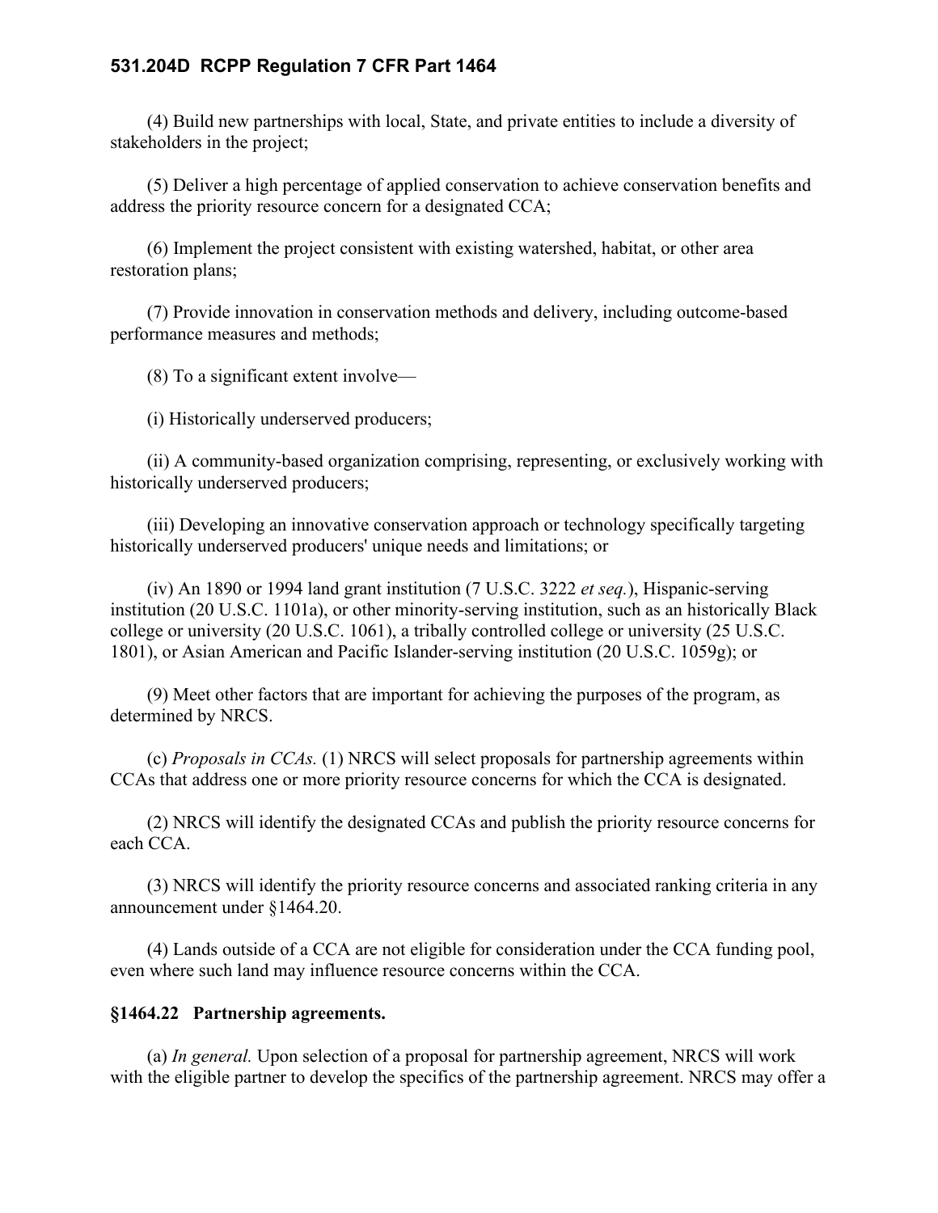(4) Build new partnerships with local, State, and private entities to include a diversity of stakeholders in the project;

(5) Deliver a high percentage of applied conservation to achieve conservation benefits and address the priority resource concern for a designated CCA;

(6) Implement the project consistent with existing watershed, habitat, or other area restoration plans;

(7) Provide innovation in conservation methods and delivery, including outcome-based performance measures and methods;

(8) To a significant extent involve—

(i) Historically underserved producers;

(ii) A community-based organization comprising, representing, or exclusively working with historically underserved producers;

(iii) Developing an innovative conservation approach or technology specifically targeting historically underserved producers' unique needs and limitations; or

(iv) An 1890 or 1994 land grant institution (7 U.S.C. 3222 *et seq.*), Hispanic-serving institution (20 U.S.C. 1101a), or other minority-serving institution, such as an historically Black college or university (20 U.S.C. 1061), a tribally controlled college or university (25 U.S.C. 1801), or Asian American and Pacific Islander-serving institution (20 U.S.C. 1059g); or

(9) Meet other factors that are important for achieving the purposes of the program, as determined by NRCS.

(c) *Proposals in CCAs.* (1) NRCS will select proposals for partnership agreements within CCAs that address one or more priority resource concerns for which the CCA is designated.

(2) NRCS will identify the designated CCAs and publish the priority resource concerns for each CCA.

(3) NRCS will identify the priority resource concerns and associated ranking criteria in any announcement under §1464.20.

(4) Lands outside of a CCA are not eligible for consideration under the CCA funding pool, even where such land may influence resource concerns within the CCA.

### §1464.22 Partnership agreements.

(a) *In general.* Upon selection of a proposal for partnership agreement, NRCS will work with the eligible partner to develop the specifics of the partnership agreement. NRCS may offer a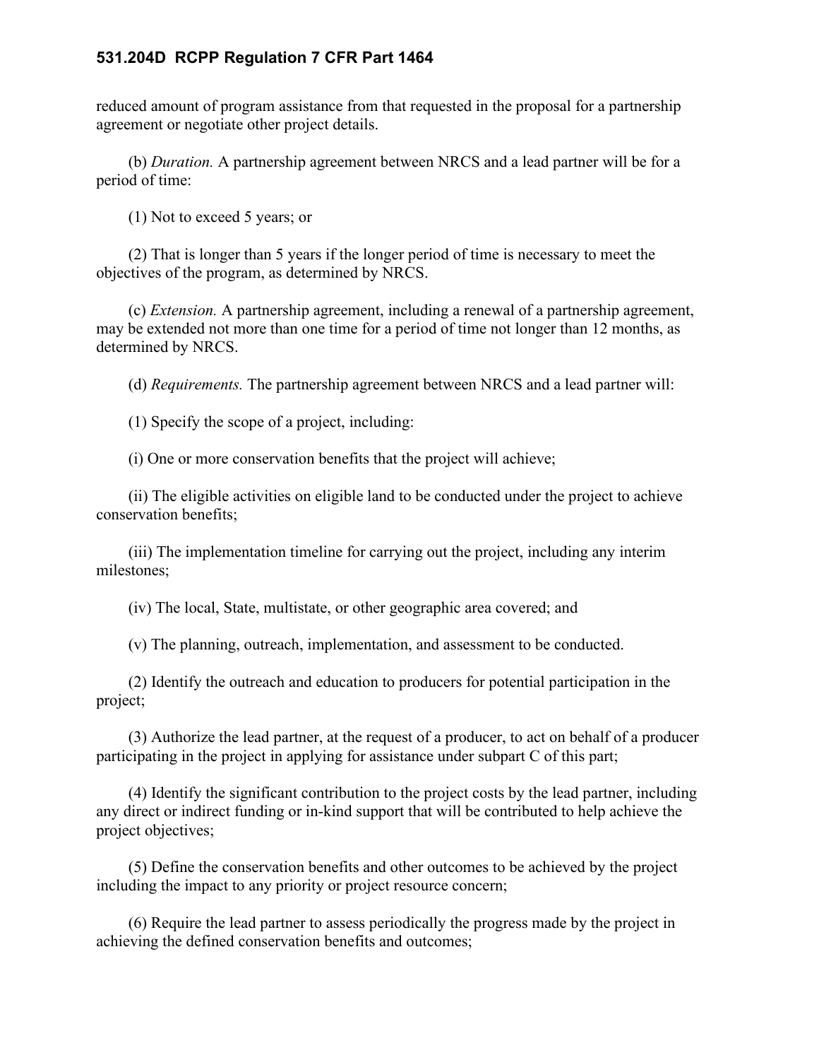reduced amount of program assistance from that requested in the proposal for a partnership agreement or negotiate other project details.

(b) *Duration.* A partnership agreement between NRCS and a lead partner will be for a period of time:

(1) Not to exceed 5 years; or

(2) That is longer than 5 years if the longer period of time is necessary to meet the objectives of the program, as determined by NRCS.

(c) *Extension.* A partnership agreement, including a renewal of a partnership agreement, may be extended not more than one time for a period of time not longer than 12 months, as determined by NRCS.

(d) *Requirements.* The partnership agreement between NRCS and a lead partner will:

(1) Specify the scope of a project, including:

(i) One or more conservation benefits that the project will achieve;

(ii) The eligible activities on eligible land to be conducted under the project to achieve conservation benefits;

(iii) The implementation timeline for carrying out the project, including any interim milestones;

(iv) The local, State, multistate, or other geographic area covered; and

(v) The planning, outreach, implementation, and assessment to be conducted.

(2) Identify the outreach and education to producers for potential participation in the project;

(3) Authorize the lead partner, at the request of a producer, to act on behalf of a producer participating in the project in applying for assistance under subpart C of this part;

(4) Identify the significant contribution to the project costs by the lead partner, including any direct or indirect funding or in-kind support that will be contributed to help achieve the project objectives;

(5) Define the conservation benefits and other outcomes to be achieved by the project including the impact to any priority or project resource concern;

(6) Require the lead partner to assess periodically the progress made by the project in achieving the defined conservation benefits and outcomes;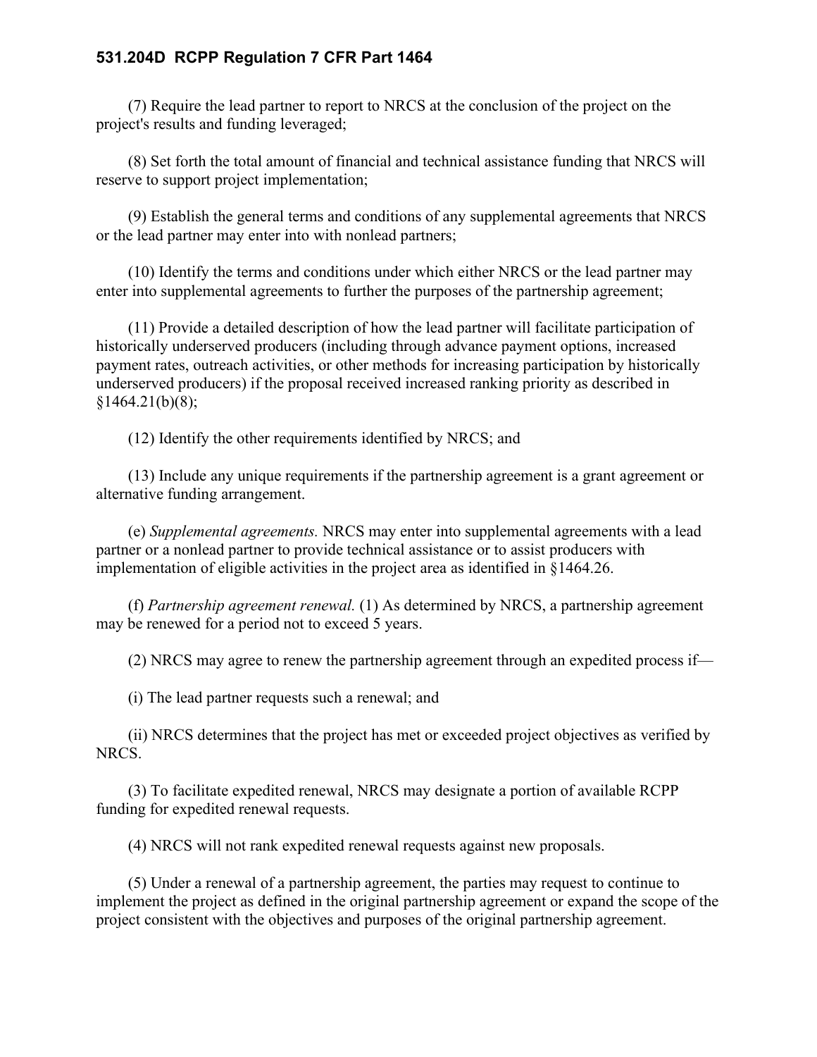(7) Require the lead partner to report to NRCS at the conclusion of the project on the project's results and funding leveraged;

(8) Set forth the total amount of financial and technical assistance funding that NRCS will reserve to support project implementation;

(9) Establish the general terms and conditions of any supplemental agreements that NRCS or the lead partner may enter into with nonlead partners;

(10) Identify the terms and conditions under which either NRCS or the lead partner may enter into supplemental agreements to further the purposes of the partnership agreement;

(11) Provide a detailed description of how the lead partner will facilitate participation of historically underserved producers (including through advance payment options, increased payment rates, outreach activities, or other methods for increasing participation by historically underserved producers) if the proposal received increased ranking priority as described in §1464.21(b)(8);

(12) Identify the other requirements identified by NRCS; and

(13) Include any unique requirements if the partnership agreement is a grant agreement or alternative funding arrangement.

(e) *Supplemental agreements.* NRCS may enter into supplemental agreements with a lead partner or a nonlead partner to provide technical assistance or to assist producers with implementation of eligible activities in the project area as identified in §1464.26.

(f) *Partnership agreement renewal.* (1) As determined by NRCS, a partnership agreement may be renewed for a period not to exceed 5 years.

(2) NRCS may agree to renew the partnership agreement through an expedited process if—

(i) The lead partner requests such a renewal; and

(ii) NRCS determines that the project has met or exceeded project objectives as verified by NRCS.

(3) To facilitate expedited renewal, NRCS may designate a portion of available RCPP funding for expedited renewal requests.

(4) NRCS will not rank expedited renewal requests against new proposals.

(5) Under a renewal of a partnership agreement, the parties may request to continue to implement the project as defined in the original partnership agreement or expand the scope of the project consistent with the objectives and purposes of the original partnership agreement.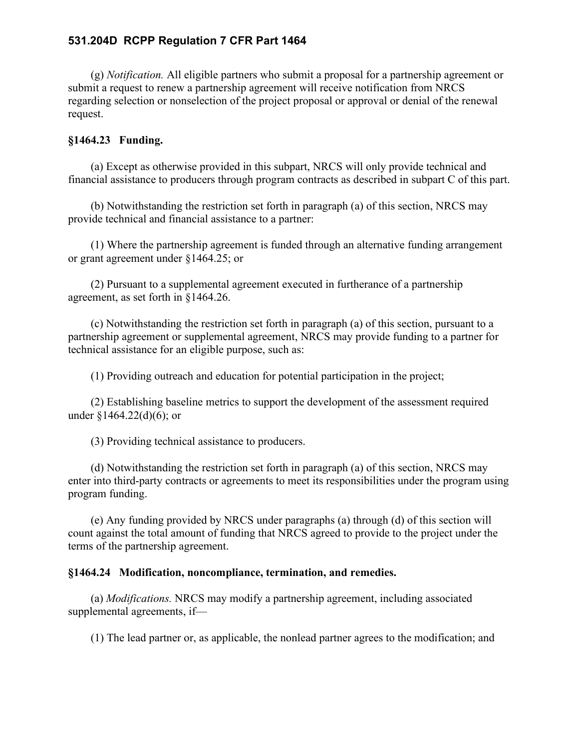(g) *Notification.* All eligible partners who submit a proposal for a partnership agreement or submit a request to renew a partnership agreement will receive notification from NRCS regarding selection or nonselection of the project proposal or approval or denial of the renewal request.

### §1464.23 Funding.

(a) Except as otherwise provided in this subpart, NRCS will only provide technical and financial assistance to producers through program contracts as described in subpart C of this part.

(b) Notwithstanding the restriction set forth in paragraph (a) of this section, NRCS may provide technical and financial assistance to a partner:

(1) Where the partnership agreement is funded through an alternative funding arrangement or grant agreement under §1464.25; or

(2) Pursuant to a supplemental agreement executed in furtherance of a partnership agreement, as set forth in §1464.26.

(c) Notwithstanding the restriction set forth in paragraph (a) of this section, pursuant to a partnership agreement or supplemental agreement, NRCS may provide funding to a partner for technical assistance for an eligible purpose, such as:

(1) Providing outreach and education for potential participation in the project;

(2) Establishing baseline metrics to support the development of the assessment required under §1464.22(d)(6); or

(3) Providing technical assistance to producers.

(d) Notwithstanding the restriction set forth in paragraph (a) of this section, NRCS may enter into third-party contracts or agreements to meet its responsibilities under the program using program funding.

(e) Any funding provided by NRCS under paragraphs (a) through (d) of this section will count against the total amount of funding that NRCS agreed to provide to the project under the terms of the partnership agreement.

### §1464.24 Modification, noncompliance, termination, and remedies.

(a) *Modifications.* NRCS may modify a partnership agreement, including associated supplemental agreements, if—

(1) The lead partner or, as applicable, the nonlead partner agrees to the modification; and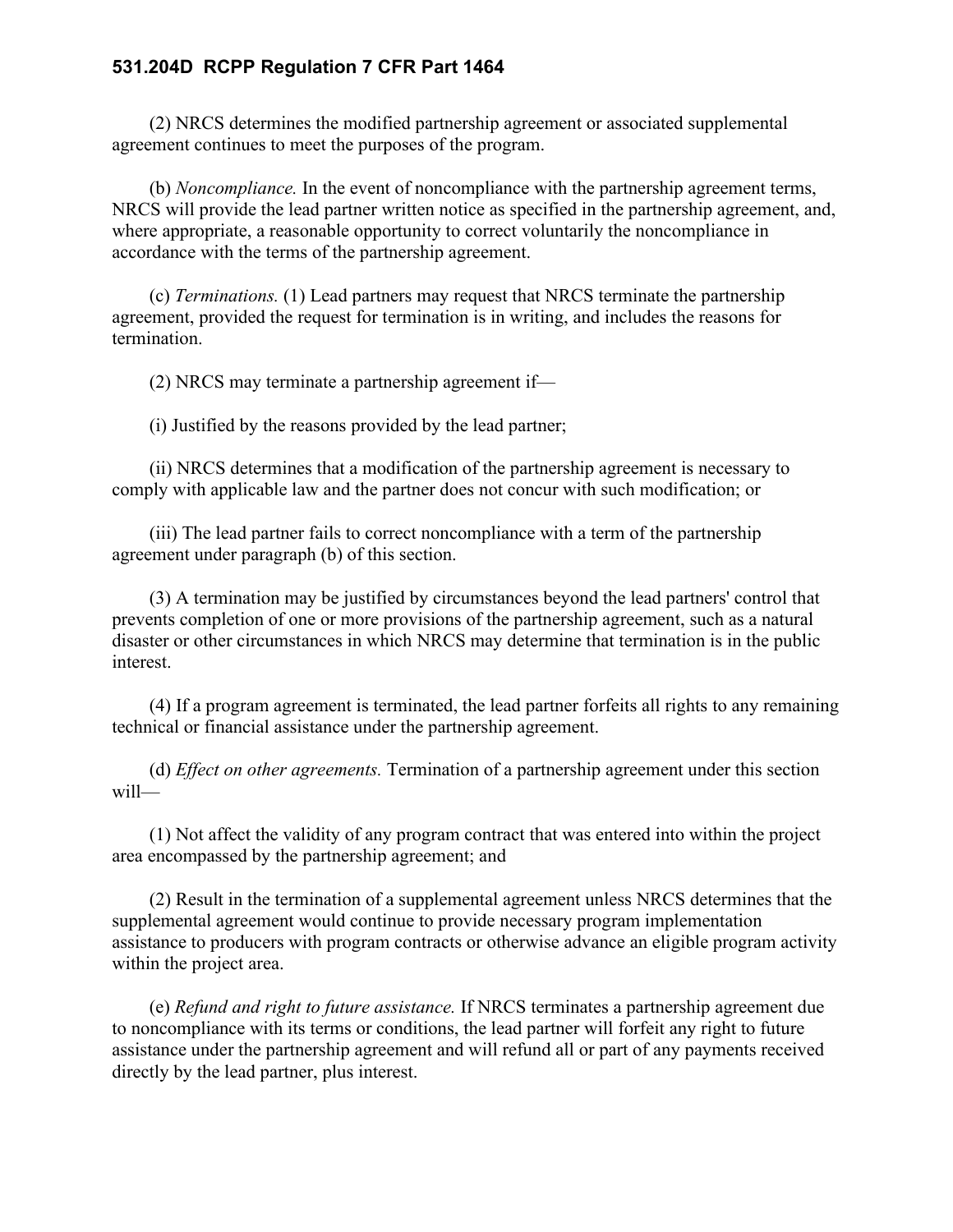(2) NRCS determines the modified partnership agreement or associated supplemental agreement continues to meet the purposes of the program.

(b) *Noncompliance.* In the event of noncompliance with the partnership agreement terms, NRCS will provide the lead partner written notice as specified in the partnership agreement, and, where appropriate, a reasonable opportunity to correct voluntarily the noncompliance in accordance with the terms of the partnership agreement.

(c) *Terminations.* (1) Lead partners may request that NRCS terminate the partnership agreement, provided the request for termination is in writing, and includes the reasons for termination.

(2) NRCS may terminate a partnership agreement if—

(i) Justified by the reasons provided by the lead partner;

(ii) NRCS determines that a modification of the partnership agreement is necessary to comply with applicable law and the partner does not concur with such modification; or

(iii) The lead partner fails to correct noncompliance with a term of the partnership agreement under paragraph (b) of this section.

(3) A termination may be justified by circumstances beyond the lead partners' control that prevents completion of one or more provisions of the partnership agreement, such as a natural disaster or other circumstances in which NRCS may determine that termination is in the public interest.

(4) If a program agreement is terminated, the lead partner forfeits all rights to any remaining technical or financial assistance under the partnership agreement.

(d) *Effect on other agreements.* Termination of a partnership agreement under this section will—

(1) Not affect the validity of any program contract that was entered into within the project area encompassed by the partnership agreement; and

(2) Result in the termination of a supplemental agreement unless NRCS determines that the supplemental agreement would continue to provide necessary program implementation assistance to producers with program contracts or otherwise advance an eligible program activity within the project area.

(e) *Refund and right to future assistance.* If NRCS terminates a partnership agreement due to noncompliance with its terms or conditions, the lead partner will forfeit any right to future assistance under the partnership agreement and will refund all or part of any payments received directly by the lead partner, plus interest.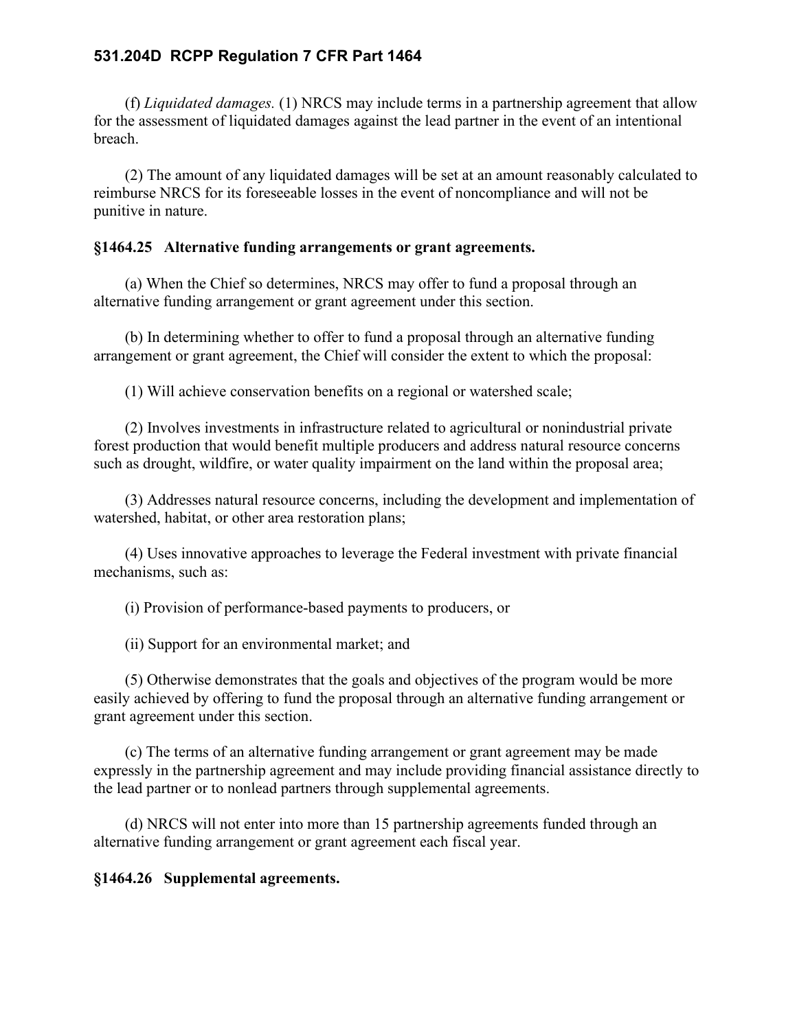(f) *Liquidated damages.* (1) NRCS may include terms in a partnership agreement that allow for the assessment of liquidated damages against the lead partner in the event of an intentional breach.

(2) The amount of any liquidated damages will be set at an amount reasonably calculated to reimburse NRCS for its foreseeable losses in the event of noncompliance and will not be punitive in nature.

**§1464.25 Alternative funding arrangements or grant agreements.**

(a) When the Chief so determines, NRCS may offer to fund a proposal through an alternative funding arrangement or grant agreement under this section.

(b) In determining whether to offer to fund a proposal through an alternative funding arrangement or grant agreement, the Chief will consider the extent to which the proposal:

(1) Will achieve conservation benefits on a regional or watershed scale;

(2) Involves investments in infrastructure related to agricultural or nonindustrial private forest production that would benefit multiple producers and address natural resource concerns such as drought, wildfire, or water quality impairment on the land within the proposal area;

(3) Addresses natural resource concerns, including the development and implementation of watershed, habitat, or other area restoration plans;

(4) Uses innovative approaches to leverage the Federal investment with private financial mechanisms, such as:

(i) Provision of performance-based payments to producers, or

(ii) Support for an environmental market; and

(5) Otherwise demonstrates that the goals and objectives of the program would be more easily achieved by offering to fund the proposal through an alternative funding arrangement or grant agreement under this section.

(c) The terms of an alternative funding arrangement or grant agreement may be made expressly in the partnership agreement and may include providing financial assistance directly to the lead partner or to nonlead partners through supplemental agreements.

(d) NRCS will not enter into more than 15 partnership agreements funded through an alternative funding arrangement or grant agreement each fiscal year.

**§1464.26 Supplemental agreements.**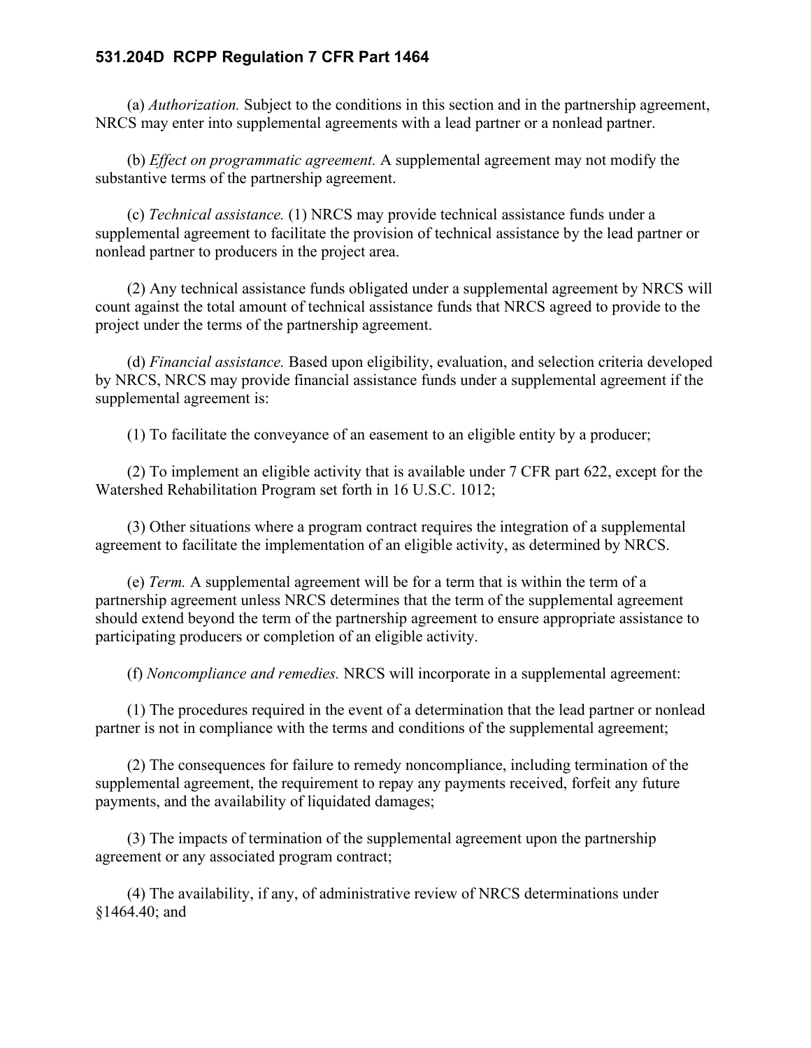**531.204D  RCPP Regulation 7 CFR Part 1464**

(a) *Authorization.* Subject to the conditions in this section and in the partnership agreement, NRCS may enter into supplemental agreements with a lead partner or a nonlead partner.

(b) *Effect on programmatic agreement.* A supplemental agreement may not modify the substantive terms of the partnership agreement.

(c) *Technical assistance.* (1) NRCS may provide technical assistance funds under a supplemental agreement to facilitate the provision of technical assistance by the lead partner or nonlead partner to producers in the project area.

(2) Any technical assistance funds obligated under a supplemental agreement by NRCS will count against the total amount of technical assistance funds that NRCS agreed to provide to the project under the terms of the partnership agreement.

(d) *Financial assistance.* Based upon eligibility, evaluation, and selection criteria developed by NRCS, NRCS may provide financial assistance funds under a supplemental agreement if the supplemental agreement is:

(1) To facilitate the conveyance of an easement to an eligible entity by a producer;

(2) To implement an eligible activity that is available under 7 CFR part 622, except for the Watershed Rehabilitation Program set forth in 16 U.S.C. 1012;

(3) Other situations where a program contract requires the integration of a supplemental agreement to facilitate the implementation of an eligible activity, as determined by NRCS.

(e) *Term.* A supplemental agreement will be for a term that is within the term of a partnership agreement unless NRCS determines that the term of the supplemental agreement should extend beyond the term of the partnership agreement to ensure appropriate assistance to participating producers or completion of an eligible activity.

(f) *Noncompliance and remedies.* NRCS will incorporate in a supplemental agreement:

(1) The procedures required in the event of a determination that the lead partner or nonlead partner is not in compliance with the terms and conditions of the supplemental agreement;

(2) The consequences for failure to remedy noncompliance, including termination of the supplemental agreement, the requirement to repay any payments received, forfeit any future payments, and the availability of liquidated damages;

(3) The impacts of termination of the supplemental agreement upon the partnership agreement or any associated program contract;

(4) The availability, if any, of administrative review of NRCS determinations under §1464.40; and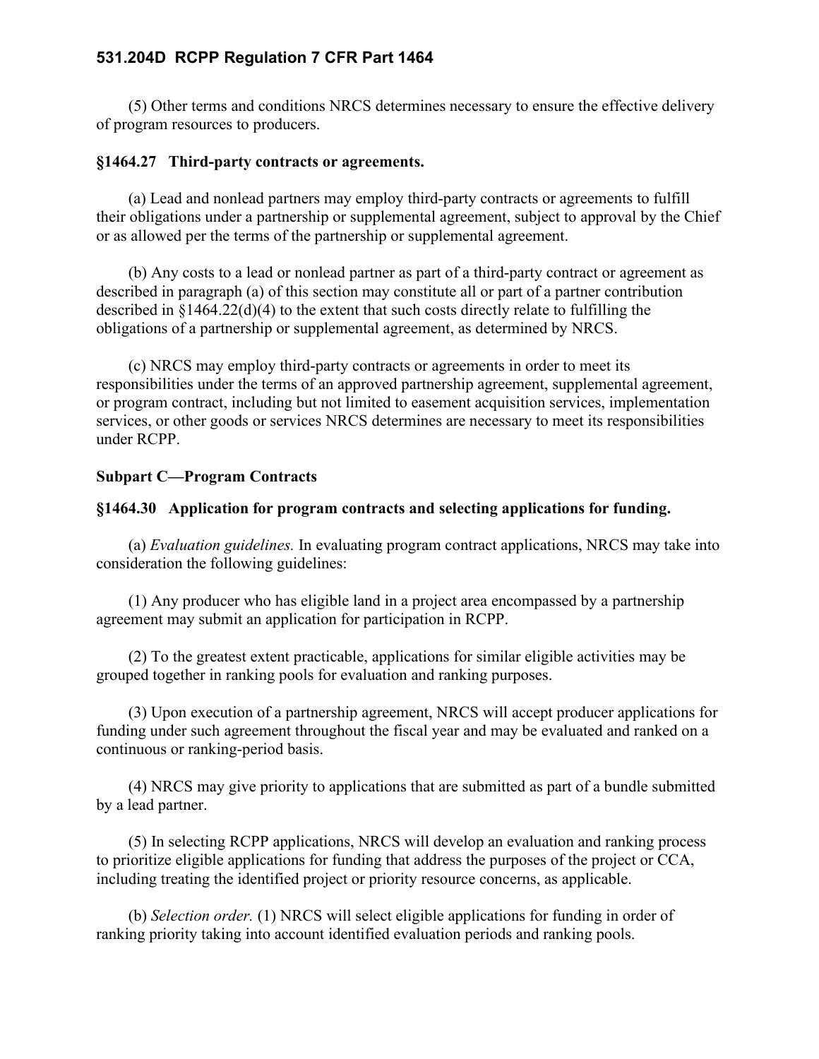(5) Other terms and conditions NRCS determines necessary to ensure the effective delivery of program resources to producers.

**§1464.27 Third-party contracts or agreements.**

(a) Lead and nonlead partners may employ third-party contracts or agreements to fulfill their obligations under a partnership or supplemental agreement, subject to approval by the Chief or as allowed per the terms of the partnership or supplemental agreement.

(b) Any costs to a lead or nonlead partner as part of a third-party contract or agreement as described in paragraph (a) of this section may constitute all or part of a partner contribution described in §1464.22(d)(4) to the extent that such costs directly relate to fulfilling the obligations of a partnership or supplemental agreement, as determined by NRCS.

(c) NRCS may employ third-party contracts or agreements in order to meet its responsibilities under the terms of an approved partnership agreement, supplemental agreement, or program contract, including but not limited to easement acquisition services, implementation services, or other goods or services NRCS determines are necessary to meet its responsibilities under RCPP.

**Subpart C—Program Contracts**

**§1464.30 Application for program contracts and selecting applications for funding.**

(a) *Evaluation guidelines.* In evaluating program contract applications, NRCS may take into consideration the following guidelines:

(1) Any producer who has eligible land in a project area encompassed by a partnership agreement may submit an application for participation in RCPP.

(2) To the greatest extent practicable, applications for similar eligible activities may be grouped together in ranking pools for evaluation and ranking purposes.

(3) Upon execution of a partnership agreement, NRCS will accept producer applications for funding under such agreement throughout the fiscal year and may be evaluated and ranked on a continuous or ranking-period basis.

(4) NRCS may give priority to applications that are submitted as part of a bundle submitted by a lead partner.

(5) In selecting RCPP applications, NRCS will develop an evaluation and ranking process to prioritize eligible applications for funding that address the purposes of the project or CCA, including treating the identified project or priority resource concerns, as applicable.

(b) *Selection order.* (1) NRCS will select eligible applications for funding in order of ranking priority taking into account identified evaluation periods and ranking pools.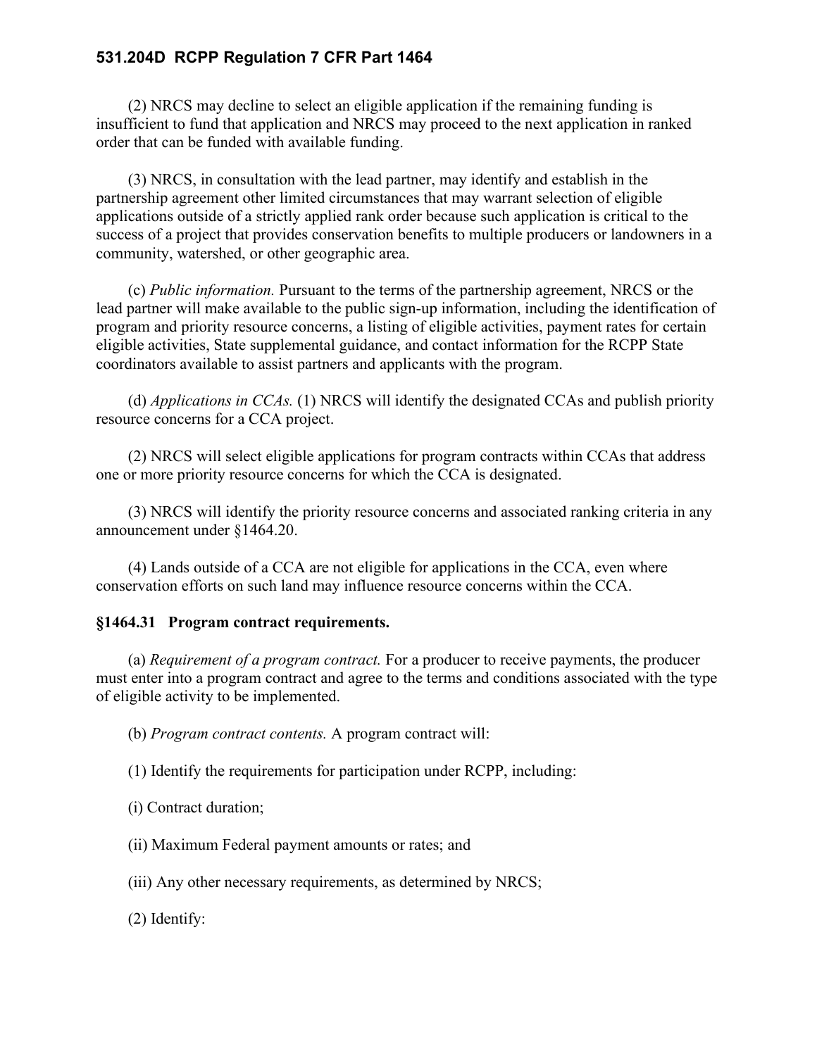(2) NRCS may decline to select an eligible application if the remaining funding is insufficient to fund that application and NRCS may proceed to the next application in ranked order that can be funded with available funding.

(3) NRCS, in consultation with the lead partner, may identify and establish in the partnership agreement other limited circumstances that may warrant selection of eligible applications outside of a strictly applied rank order because such application is critical to the success of a project that provides conservation benefits to multiple producers or landowners in a community, watershed, or other geographic area.

(c) *Public information.* Pursuant to the terms of the partnership agreement, NRCS or the lead partner will make available to the public sign-up information, including the identification of program and priority resource concerns, a listing of eligible activities, payment rates for certain eligible activities, State supplemental guidance, and contact information for the RCPP State coordinators available to assist partners and applicants with the program.

(d) *Applications in CCAs.* (1) NRCS will identify the designated CCAs and publish priority resource concerns for a CCA project.

(2) NRCS will select eligible applications for program contracts within CCAs that address one or more priority resource concerns for which the CCA is designated.

(3) NRCS will identify the priority resource concerns and associated ranking criteria in any announcement under §1464.20.

(4) Lands outside of a CCA are not eligible for applications in the CCA, even where conservation efforts on such land may influence resource concerns within the CCA.

### §1464.31 Program contract requirements.

(a) *Requirement of a program contract.* For a producer to receive payments, the producer must enter into a program contract and agree to the terms and conditions associated with the type of eligible activity to be implemented.

(b) *Program contract contents.* A program contract will:

(1) Identify the requirements for participation under RCPP, including:

(i) Contract duration;

(ii) Maximum Federal payment amounts or rates; and

(iii) Any other necessary requirements, as determined by NRCS;

(2) Identify: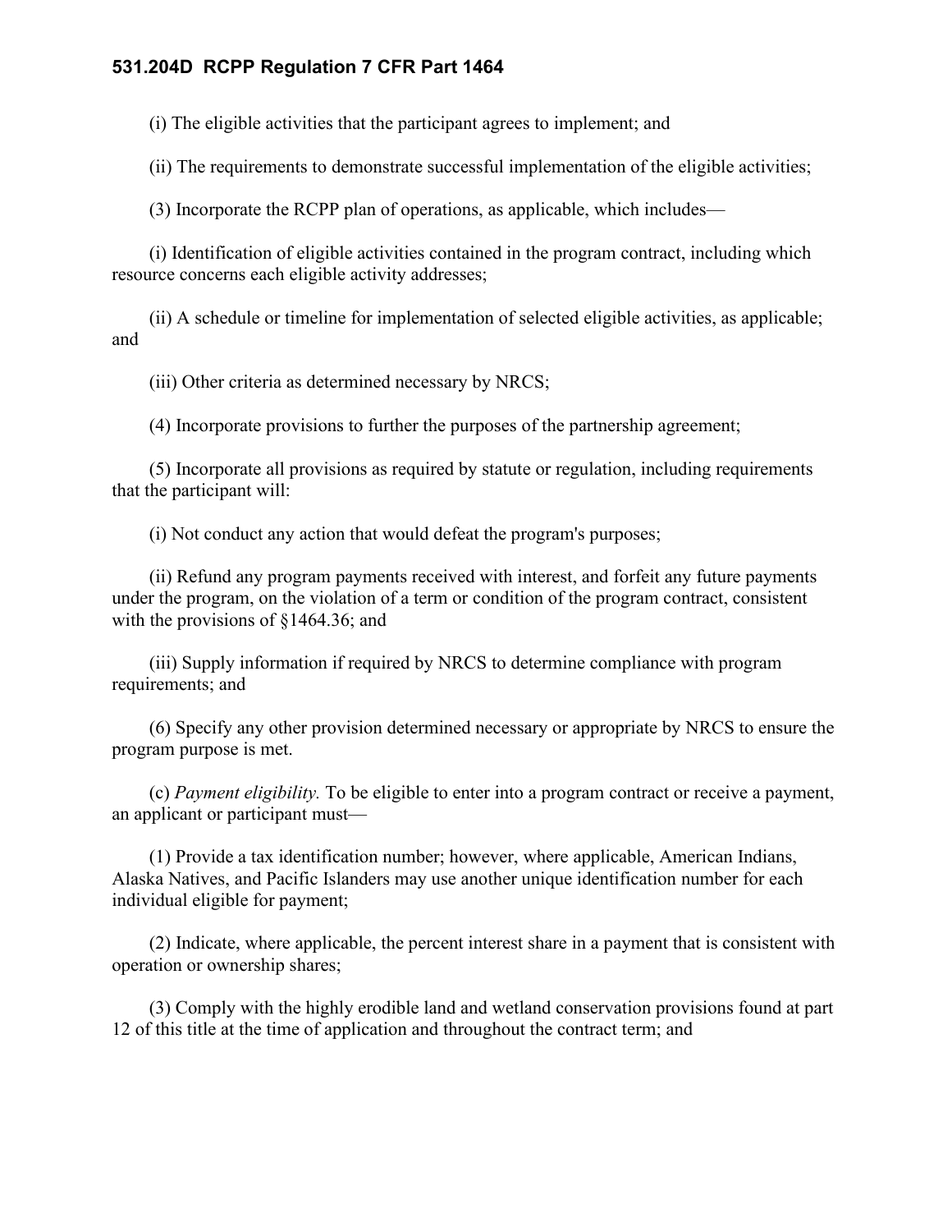(i) The eligible activities that the participant agrees to implement; and

(ii) The requirements to demonstrate successful implementation of the eligible activities;

(3) Incorporate the RCPP plan of operations, as applicable, which includes—

(i) Identification of eligible activities contained in the program contract, including which resource concerns each eligible activity addresses;

(ii) A schedule or timeline for implementation of selected eligible activities, as applicable; and

(iii) Other criteria as determined necessary by NRCS;

(4) Incorporate provisions to further the purposes of the partnership agreement;

(5) Incorporate all provisions as required by statute or regulation, including requirements that the participant will:

(i) Not conduct any action that would defeat the program's purposes;

(ii) Refund any program payments received with interest, and forfeit any future payments under the program, on the violation of a term or condition of the program contract, consistent with the provisions of §1464.36; and

(iii) Supply information if required by NRCS to determine compliance with program requirements; and

(6) Specify any other provision determined necessary or appropriate by NRCS to ensure the program purpose is met.

(c) *Payment eligibility.* To be eligible to enter into a program contract or receive a payment, an applicant or participant must—

(1) Provide a tax identification number; however, where applicable, American Indians, Alaska Natives, and Pacific Islanders may use another unique identification number for each individual eligible for payment;

(2) Indicate, where applicable, the percent interest share in a payment that is consistent with operation or ownership shares;

(3) Comply with the highly erodible land and wetland conservation provisions found at part 12 of this title at the time of application and throughout the contract term; and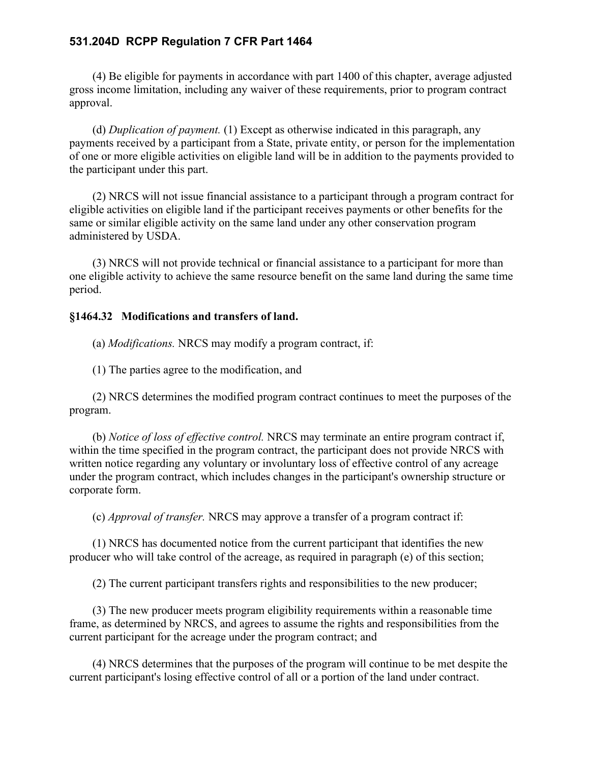(4) Be eligible for payments in accordance with part 1400 of this chapter, average adjusted gross income limitation, including any waiver of these requirements, prior to program contract approval.

(d) *Duplication of payment.* (1) Except as otherwise indicated in this paragraph, any payments received by a participant from a State, private entity, or person for the implementation of one or more eligible activities on eligible land will be in addition to the payments provided to the participant under this part.

(2) NRCS will not issue financial assistance to a participant through a program contract for eligible activities on eligible land if the participant receives payments or other benefits for the same or similar eligible activity on the same land under any other conservation program administered by USDA.

(3) NRCS will not provide technical or financial assistance to a participant for more than one eligible activity to achieve the same resource benefit on the same land during the same time period.

**§1464.32 Modifications and transfers of land.**

(a) *Modifications.* NRCS may modify a program contract, if:

(1) The parties agree to the modification, and

(2) NRCS determines the modified program contract continues to meet the purposes of the program.

(b) *Notice of loss of effective control.* NRCS may terminate an entire program contract if, within the time specified in the program contract, the participant does not provide NRCS with written notice regarding any voluntary or involuntary loss of effective control of any acreage under the program contract, which includes changes in the participant's ownership structure or corporate form.

(c) *Approval of transfer.* NRCS may approve a transfer of a program contract if:

(1) NRCS has documented notice from the current participant that identifies the new producer who will take control of the acreage, as required in paragraph (e) of this section;

(2) The current participant transfers rights and responsibilities to the new producer;

(3) The new producer meets program eligibility requirements within a reasonable time frame, as determined by NRCS, and agrees to assume the rights and responsibilities from the current participant for the acreage under the program contract; and

(4) NRCS determines that the purposes of the program will continue to be met despite the current participant's losing effective control of all or a portion of the land under contract.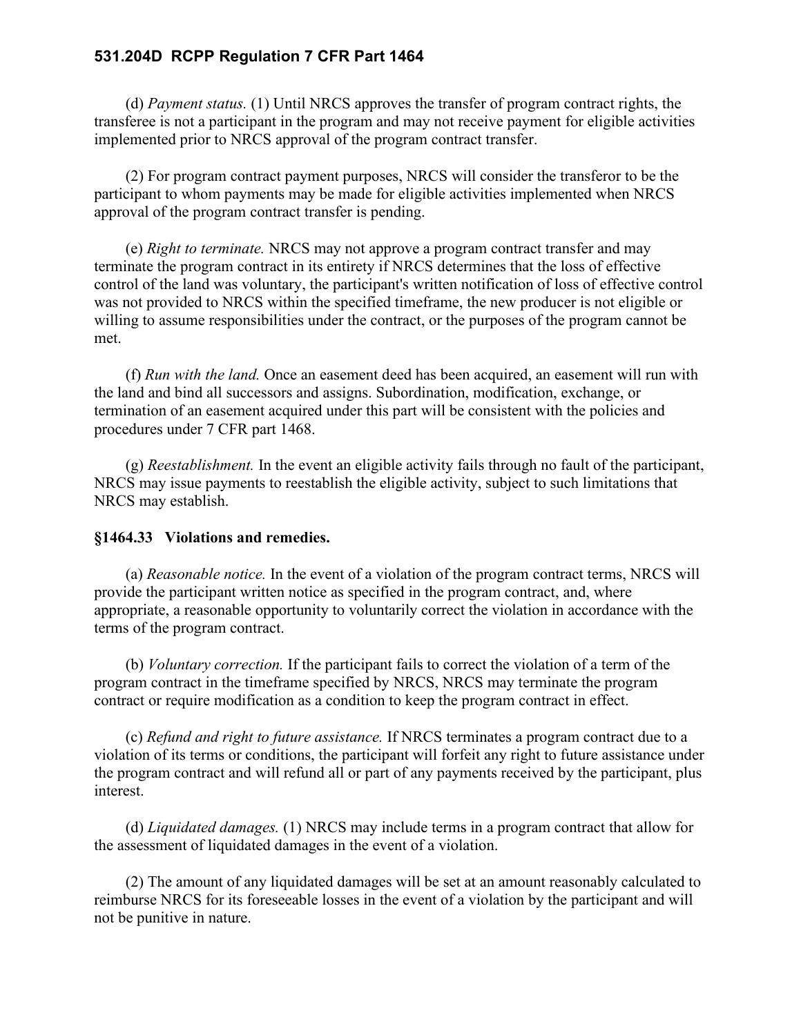(d) *Payment status.* (1) Until NRCS approves the transfer of program contract rights, the transferee is not a participant in the program and may not receive payment for eligible activities implemented prior to NRCS approval of the program contract transfer.

(2) For program contract payment purposes, NRCS will consider the transferor to be the participant to whom payments may be made for eligible activities implemented when NRCS approval of the program contract transfer is pending.

(e) *Right to terminate.* NRCS may not approve a program contract transfer and may terminate the program contract in its entirety if NRCS determines that the loss of effective control of the land was voluntary, the participant's written notification of loss of effective control was not provided to NRCS within the specified timeframe, the new producer is not eligible or willing to assume responsibilities under the contract, or the purposes of the program cannot be met.

(f) *Run with the land.* Once an easement deed has been acquired, an easement will run with the land and bind all successors and assigns. Subordination, modification, exchange, or termination of an easement acquired under this part will be consistent with the policies and procedures under 7 CFR part 1468.

(g) *Reestablishment.* In the event an eligible activity fails through no fault of the participant, NRCS may issue payments to reestablish the eligible activity, subject to such limitations that NRCS may establish.

**§1464.33 Violations and remedies.**

(a) *Reasonable notice.* In the event of a violation of the program contract terms, NRCS will provide the participant written notice as specified in the program contract, and, where appropriate, a reasonable opportunity to voluntarily correct the violation in accordance with the terms of the program contract.

(b) *Voluntary correction.* If the participant fails to correct the violation of a term of the program contract in the timeframe specified by NRCS, NRCS may terminate the program contract or require modification as a condition to keep the program contract in effect.

(c) *Refund and right to future assistance.* If NRCS terminates a program contract due to a violation of its terms or conditions, the participant will forfeit any right to future assistance under the program contract and will refund all or part of any payments received by the participant, plus interest.

(d) *Liquidated damages.* (1) NRCS may include terms in a program contract that allow for the assessment of liquidated damages in the event of a violation.

(2) The amount of any liquidated damages will be set at an amount reasonably calculated to reimburse NRCS for its foreseeable losses in the event of a violation by the participant and will not be punitive in nature.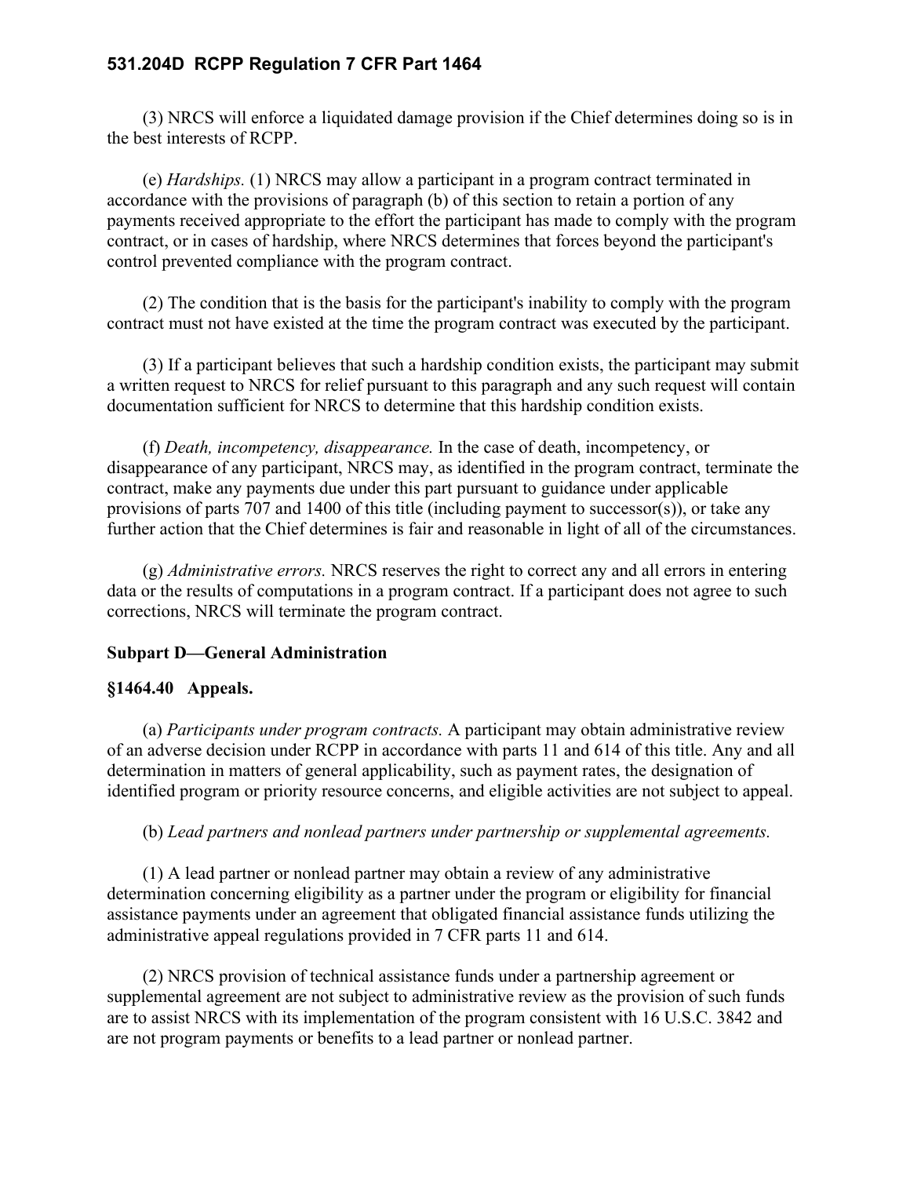(3) NRCS will enforce a liquidated damage provision if the Chief determines doing so is in the best interests of RCPP.

(e) *Hardships.* (1) NRCS may allow a participant in a program contract terminated in accordance with the provisions of paragraph (b) of this section to retain a portion of any payments received appropriate to the effort the participant has made to comply with the program contract, or in cases of hardship, where NRCS determines that forces beyond the participant's control prevented compliance with the program contract.

(2) The condition that is the basis for the participant's inability to comply with the program contract must not have existed at the time the program contract was executed by the participant.

(3) If a participant believes that such a hardship condition exists, the participant may submit a written request to NRCS for relief pursuant to this paragraph and any such request will contain documentation sufficient for NRCS to determine that this hardship condition exists.

(f) *Death, incompetency, disappearance.* In the case of death, incompetency, or disappearance of any participant, NRCS may, as identified in the program contract, terminate the contract, make any payments due under this part pursuant to guidance under applicable provisions of parts 707 and 1400 of this title (including payment to successor(s)), or take any further action that the Chief determines is fair and reasonable in light of all of the circumstances.

(g) *Administrative errors.* NRCS reserves the right to correct any and all errors in entering data or the results of computations in a program contract. If a participant does not agree to such corrections, NRCS will terminate the program contract.

## Subpart D—General Administration

### §1464.40 Appeals.

(a) *Participants under program contracts.* A participant may obtain administrative review of an adverse decision under RCPP in accordance with parts 11 and 614 of this title. Any and all determination in matters of general applicability, such as payment rates, the designation of identified program or priority resource concerns, and eligible activities are not subject to appeal.

(b) *Lead partners and nonlead partners under partnership or supplemental agreements.*

(1) A lead partner or nonlead partner may obtain a review of any administrative determination concerning eligibility as a partner under the program or eligibility for financial assistance payments under an agreement that obligated financial assistance funds utilizing the administrative appeal regulations provided in 7 CFR parts 11 and 614.

(2) NRCS provision of technical assistance funds under a partnership agreement or supplemental agreement are not subject to administrative review as the provision of such funds are to assist NRCS with its implementation of the program consistent with 16 U.S.C. 3842 and are not program payments or benefits to a lead partner or nonlead partner.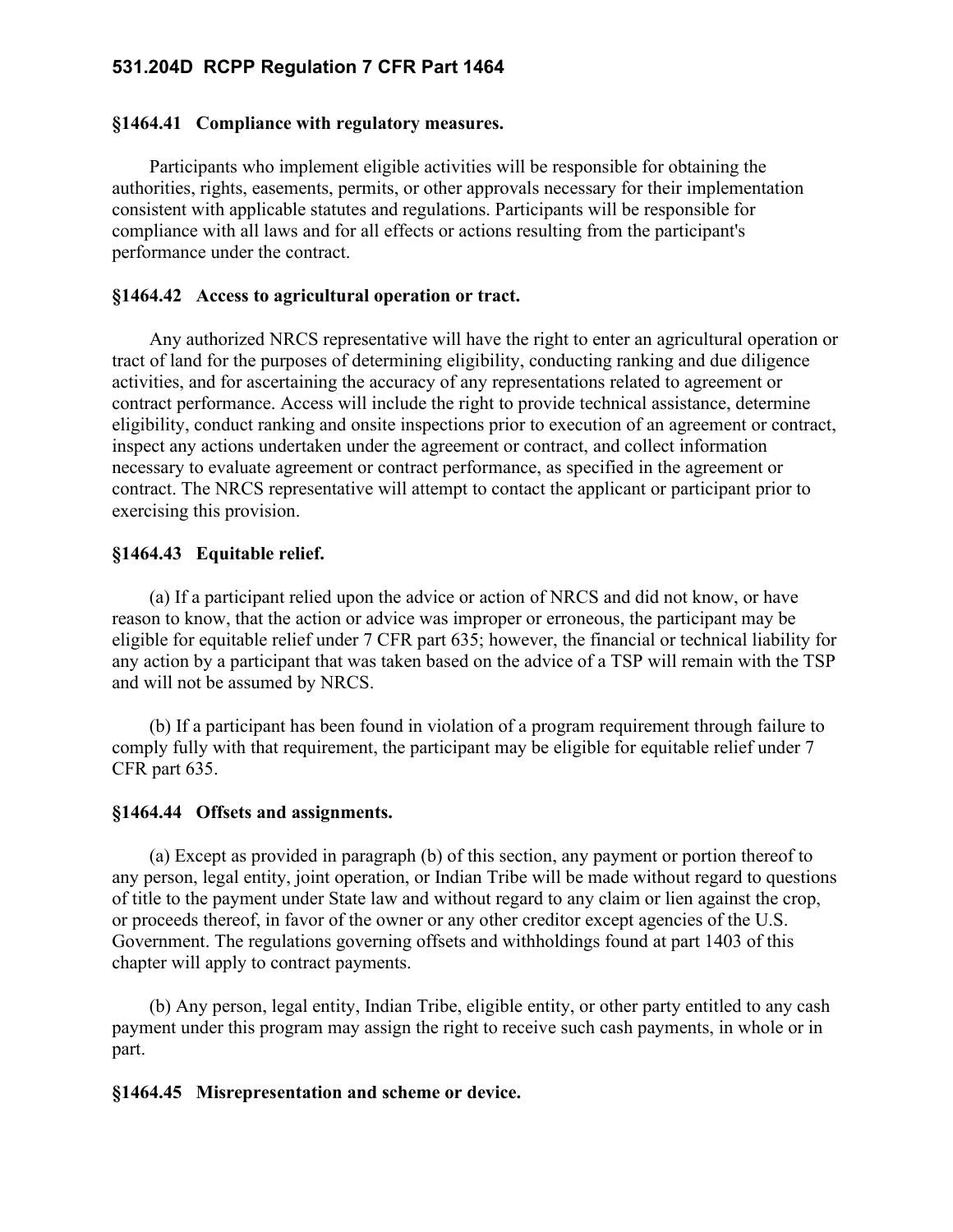### §1464.41 Compliance with regulatory measures.

Participants who implement eligible activities will be responsible for obtaining the authorities, rights, easements, permits, or other approvals necessary for their implementation consistent with applicable statutes and regulations. Participants will be responsible for compliance with all laws and for all effects or actions resulting from the participant's performance under the contract.

### §1464.42 Access to agricultural operation or tract.

Any authorized NRCS representative will have the right to enter an agricultural operation or tract of land for the purposes of determining eligibility, conducting ranking and due diligence activities, and for ascertaining the accuracy of any representations related to agreement or contract performance. Access will include the right to provide technical assistance, determine eligibility, conduct ranking and onsite inspections prior to execution of an agreement or contract, inspect any actions undertaken under the agreement or contract, and collect information necessary to evaluate agreement or contract performance, as specified in the agreement or contract. The NRCS representative will attempt to contact the applicant or participant prior to exercising this provision.

### §1464.43 Equitable relief.

(a) If a participant relied upon the advice or action of NRCS and did not know, or have reason to know, that the action or advice was improper or erroneous, the participant may be eligible for equitable relief under 7 CFR part 635; however, the financial or technical liability for any action by a participant that was taken based on the advice of a TSP will remain with the TSP and will not be assumed by NRCS.

(b) If a participant has been found in violation of a program requirement through failure to comply fully with that requirement, the participant may be eligible for equitable relief under 7 CFR part 635.

### §1464.44 Offsets and assignments.

(a) Except as provided in paragraph (b) of this section, any payment or portion thereof to any person, legal entity, joint operation, or Indian Tribe will be made without regard to questions of title to the payment under State law and without regard to any claim or lien against the crop, or proceeds thereof, in favor of the owner or any other creditor except agencies of the U.S. Government. The regulations governing offsets and withholdings found at part 1403 of this chapter will apply to contract payments.

(b) Any person, legal entity, Indian Tribe, eligible entity, or other party entitled to any cash payment under this program may assign the right to receive such cash payments, in whole or in part.

### §1464.45 Misrepresentation and scheme or device.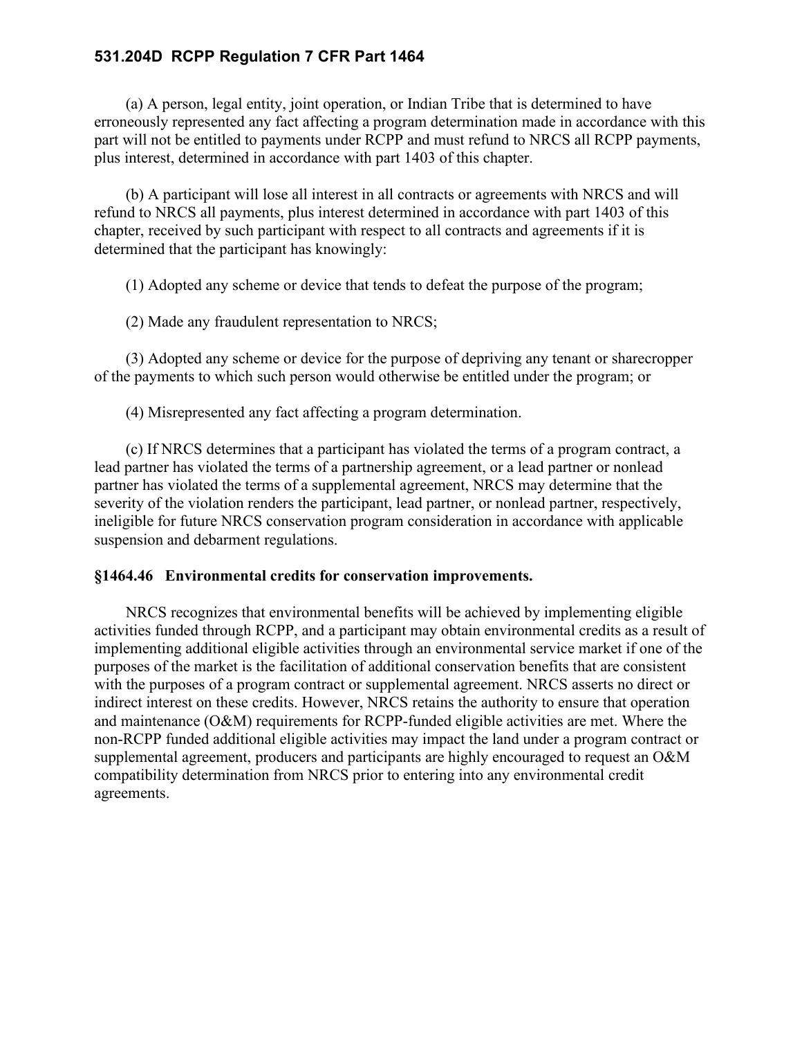(a) A person, legal entity, joint operation, or Indian Tribe that is determined to have erroneously represented any fact affecting a program determination made in accordance with this part will not be entitled to payments under RCPP and must refund to NRCS all RCPP payments, plus interest, determined in accordance with part 1403 of this chapter.

(b) A participant will lose all interest in all contracts or agreements with NRCS and will refund to NRCS all payments, plus interest determined in accordance with part 1403 of this chapter, received by such participant with respect to all contracts and agreements if it is determined that the participant has knowingly:

(1) Adopted any scheme or device that tends to defeat the purpose of the program;

(2) Made any fraudulent representation to NRCS;

(3) Adopted any scheme or device for the purpose of depriving any tenant or sharecropper of the payments to which such person would otherwise be entitled under the program; or

(4) Misrepresented any fact affecting a program determination.

(c) If NRCS determines that a participant has violated the terms of a program contract, a lead partner has violated the terms of a partnership agreement, or a lead partner or nonlead partner has violated the terms of a supplemental agreement, NRCS may determine that the severity of the violation renders the participant, lead partner, or nonlead partner, respectively, ineligible for future NRCS conservation program consideration in accordance with applicable suspension and debarment regulations.

### §1464.46 Environmental credits for conservation improvements.

NRCS recognizes that environmental benefits will be achieved by implementing eligible activities funded through RCPP, and a participant may obtain environmental credits as a result of implementing additional eligible activities through an environmental service market if one of the purposes of the market is the facilitation of additional conservation benefits that are consistent with the purposes of a program contract or supplemental agreement. NRCS asserts no direct or indirect interest on these credits. However, NRCS retains the authority to ensure that operation and maintenance (O&M) requirements for RCPP-funded eligible activities are met. Where the non-RCPP funded additional eligible activities may impact the land under a program contract or supplemental agreement, producers and participants are highly encouraged to request an O&M compatibility determination from NRCS prior to entering into any environmental credit agreements.